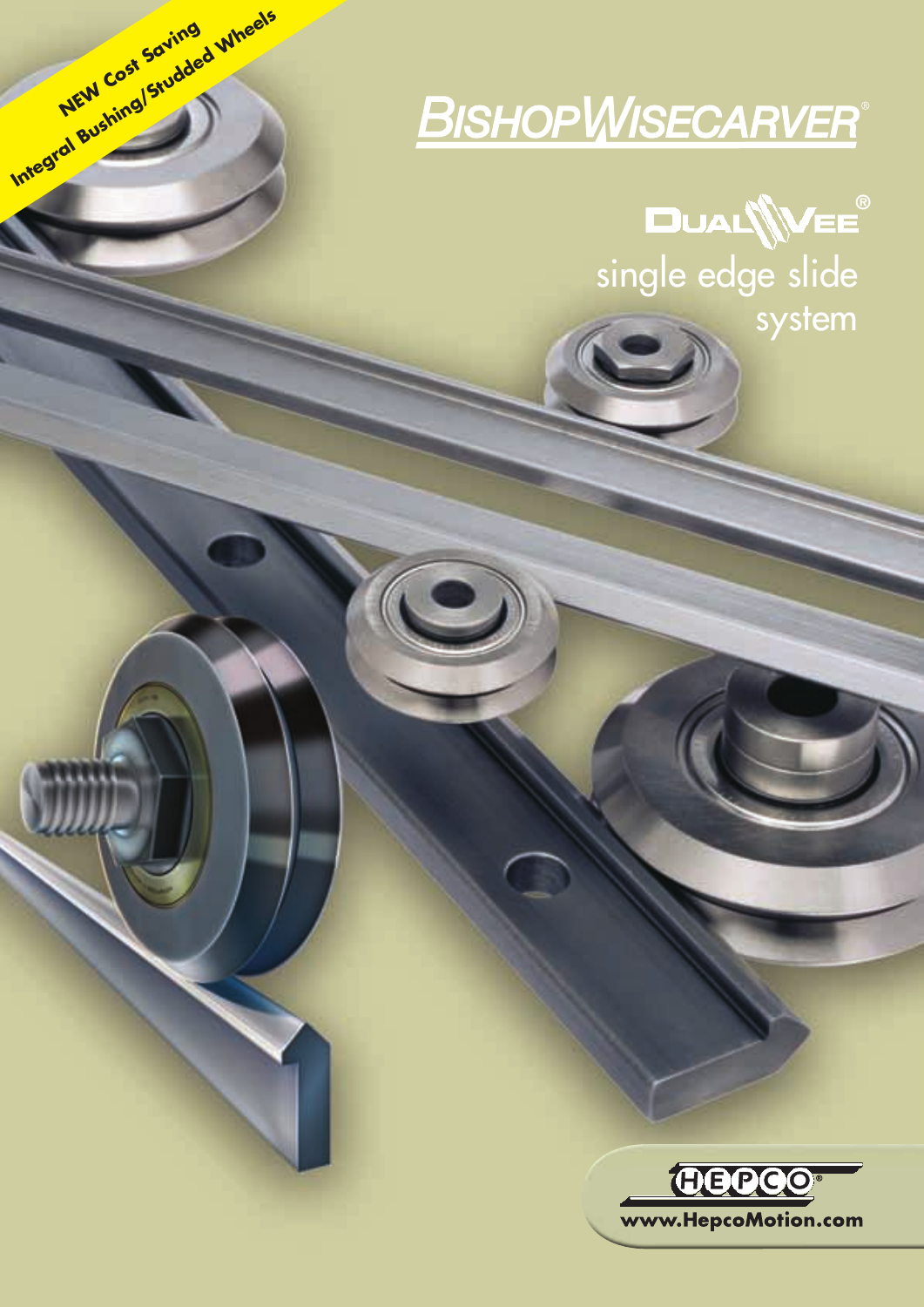**NEW Cost Saving Integral Bushing/Studded Wheels**

# BISHOPWISECARVER®

## DUALVEE®

## single edge slide system

HEPCO®

www.HepcoMotion.com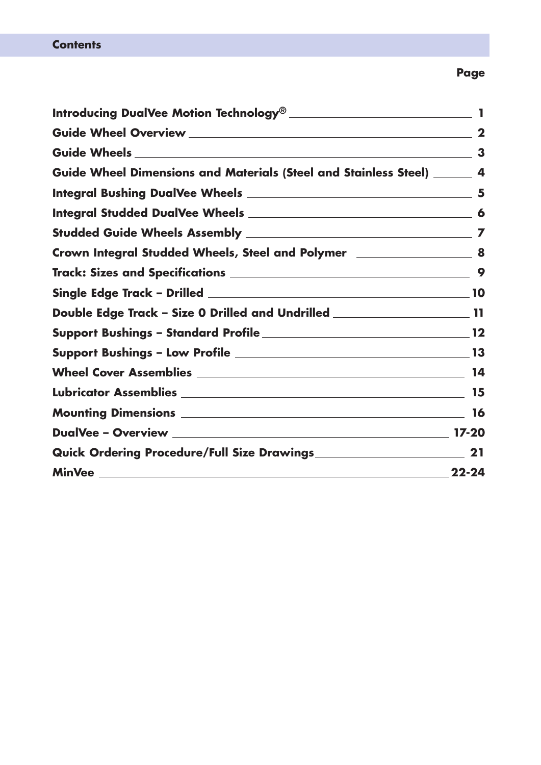## Contents

| | Page |
|---|---|
| **Introducing DualVee Motion Technology®** | **1** |
| **Guide Wheel Overview** | **2** |
| **Guide Wheels** | **3** |
| **Guide Wheel Dimensions and Materials (Steel and Stainless Steel)** | **4** |
| **Integral Bushing DualVee Wheels** | **5** |
| **Integral Studded DualVee Wheels** | **6** |
| **Studded Guide Wheels Assembly** | **7** |
| **Crown Integral Studded Wheels, Steel and Polymer** | **8** |
| **Track: Sizes and Specifications** | **9** |
| **Single Edge Track – Drilled** | **10** |
| **Double Edge Track – Size 0 Drilled and Undrilled** | **11** |
| **Support Bushings – Standard Profile** | **12** |
| **Support Bushings – Low Profile** | **13** |
| **Wheel Cover Assemblies** | **14** |
| **Lubricator Assemblies** | **15** |
| **Mounting Dimensions** | **16** |
| **DualVee – Overview** | **17-20** |
| **Quick Ordering Procedure/Full Size Drawings** | **21** |
| **MinVee** | **22-24** |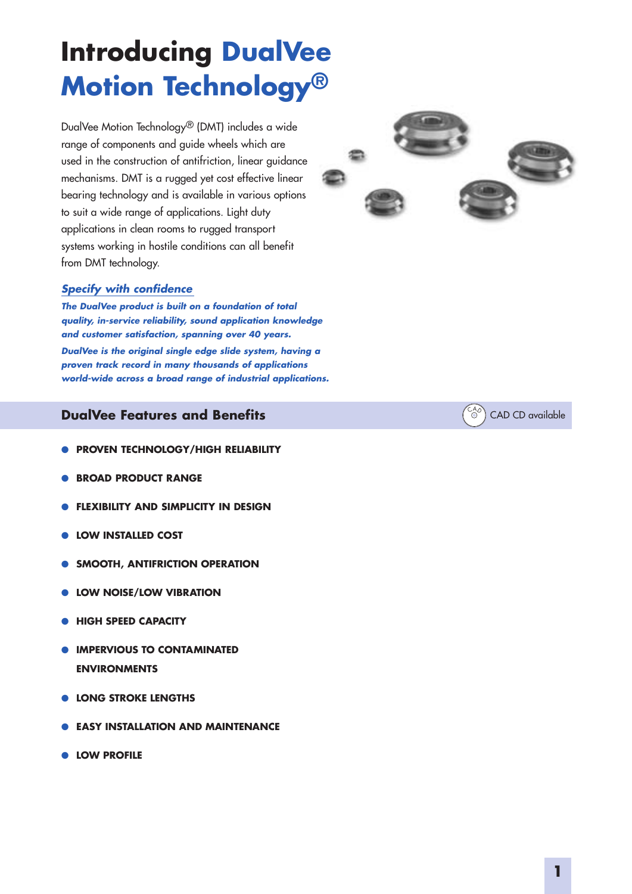# Introducing DualVee Motion Technology®

DualVee Motion Technology® (DMT) includes a wide range of components and guide wheels which are used in the construction of antifriction, linear guidance mechanisms. DMT is a rugged yet cost effective linear bearing technology and is available in various options to suit a wide range of applications. Light duty applications in clean rooms to rugged transport systems working in hostile conditions can all benefit from DMT technology.

## *Specify with confidence*

***The DualVee product is built on a foundation of total quality, in-service reliability, sound application knowledge and customer satisfaction, spanning over 40 years.***

***DualVee is the original single edge slide system, having a proven track record in many thousands of applications world-wide across a broad range of industrial applications.***

## DualVee Features and Benefits

CAD CD available

- **PROVEN TECHNOLOGY/HIGH RELIABILITY**
- **BROAD PRODUCT RANGE**
- **FLEXIBILITY AND SIMPLICITY IN DESIGN**
- **LOW INSTALLED COST**
- **SMOOTH, ANTIFRICTION OPERATION**
- **LOW NOISE/LOW VIBRATION**
- **HIGH SPEED CAPACITY**
- **IMPERVIOUS TO CONTAMINATED ENVIRONMENTS**
- **LONG STROKE LENGTHS**
- **EASY INSTALLATION AND MAINTENANCE**
- **LOW PROFILE**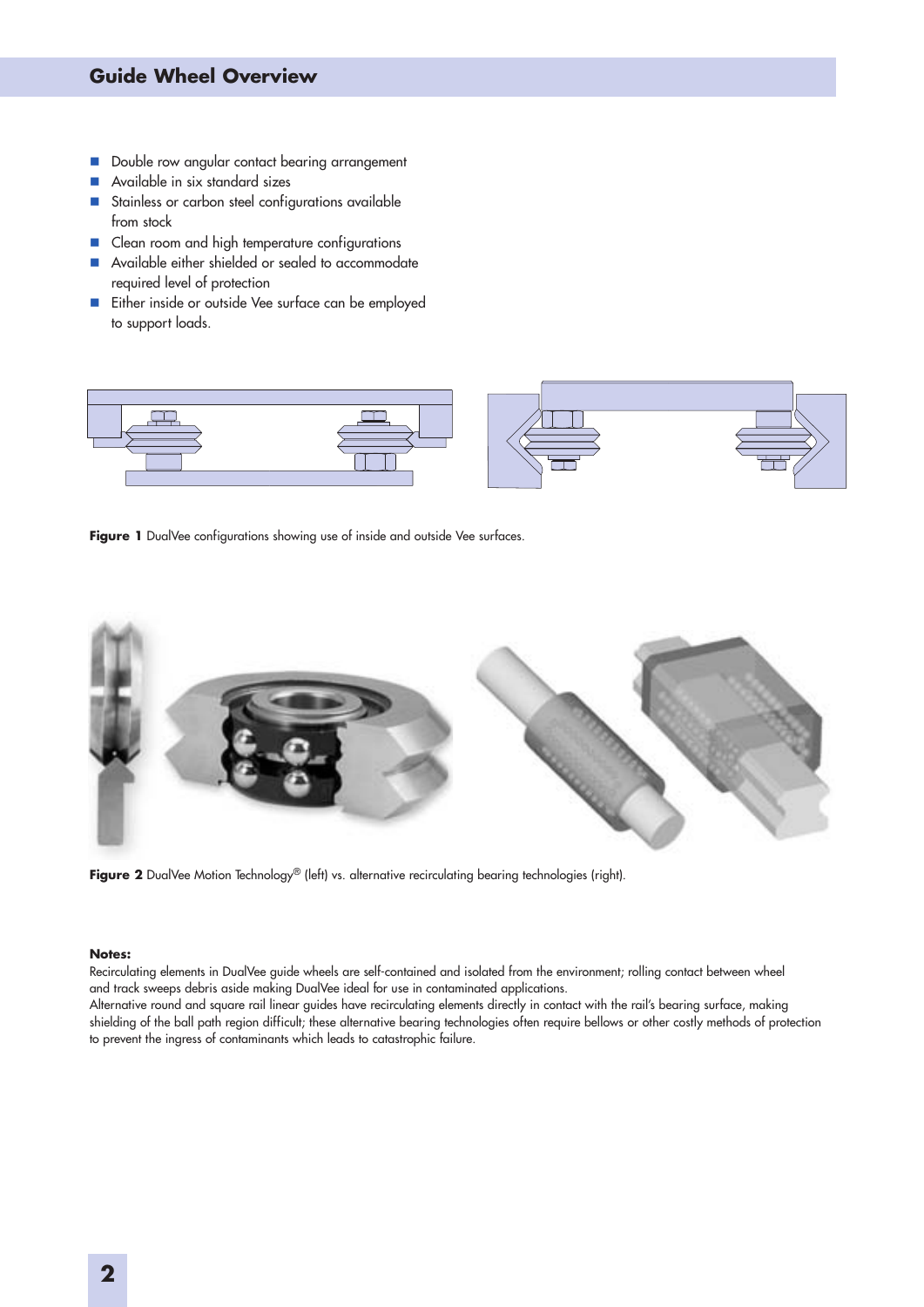## Guide Wheel Overview

- Double row angular contact bearing arrangement
- Available in six standard sizes
- Stainless or carbon steel configurations available from stock
- Clean room and high temperature configurations
- Available either shielded or sealed to accommodate required level of protection
- Either inside or outside Vee surface can be employed to support loads.

**Figure 1** DualVee configurations showing use of inside and outside Vee surfaces.

**Figure 2** DualVee Motion Technology® (left) vs. alternative recirculating bearing technologies (right).

**Notes:**
Recirculating elements in DualVee guide wheels are self-contained and isolated from the environment; rolling contact between wheel and track sweeps debris aside making DualVee ideal for use in contaminated applications.
Alternative round and square rail linear guides have recirculating elements directly in contact with the rail's bearing surface, making shielding of the ball path region difficult; these alternative bearing technologies often require bellows or other costly methods of protection to prevent the ingress of contaminants which leads to catastrophic failure.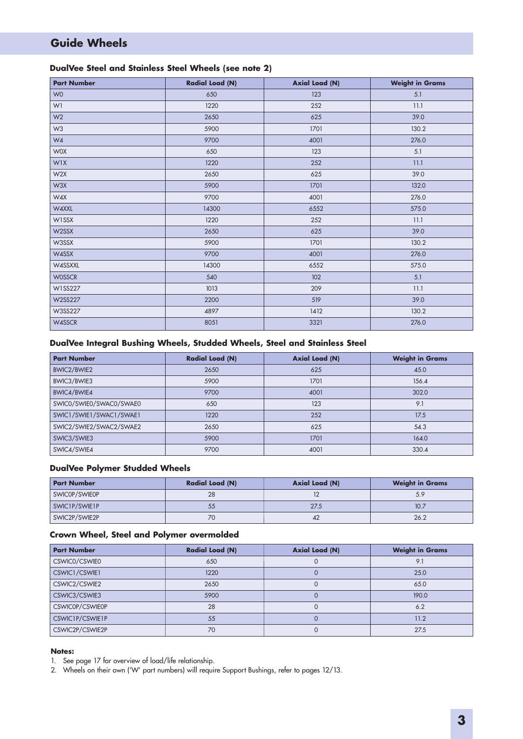## Guide Wheels

### DualVee Steel and Stainless Steel Wheels (see note 2)

| Part Number | Radial Load (N) | Axial Load (N) | Weight in Grams |
|---|---|---|---|
| W0 | 650 | 123 | 5.1 |
| W1 | 1220 | 252 | 11.1 |
| W2 | 2650 | 625 | 39.0 |
| W3 | 5900 | 1701 | 130.2 |
| W4 | 9700 | 4001 | 276.0 |
| W0X | 650 | 123 | 5.1 |
| W1X | 1220 | 252 | 11.1 |
| W2X | 2650 | 625 | 39.0 |
| W3X | 5900 | 1701 | 132.0 |
| W4X | 9700 | 4001 | 276.0 |
| W4XXL | 14300 | 6552 | 575.0 |
| W1SSX | 1220 | 252 | 11.1 |
| W2SSX | 2650 | 625 | 39.0 |
| W3SSX | 5900 | 1701 | 130.2 |
| W4SSX | 9700 | 4001 | 276.0 |
| W4SSXXL | 14300 | 6552 | 575.0 |
| W0SSCR | 540 | 102 | 5.1 |
| W1SS227 | 1013 | 209 | 11.1 |
| W2SS227 | 2200 | 519 | 39.0 |
| W3SS227 | 4897 | 1412 | 130.2 |
| W4SSCR | 8051 | 3321 | 276.0 |

### DualVee Integral Bushing Wheels, Studded Wheels, Steel and Stainless Steel

| Part Number | Radial Load (N) | Axial Load (N) | Weight in Grams |
|---|---|---|---|
| BWIC2/BWIE2 | 2650 | 625 | 45.0 |
| BWIC3/BWIE3 | 5900 | 1701 | 156.4 |
| BWIC4/BWIE4 | 9700 | 4001 | 302.0 |
| SWIC0/SWIE0/SWAC0/SWAE0 | 650 | 123 | 9.1 |
| SWIC1/SWIE1/SWAC1/SWAE1 | 1220 | 252 | 17.5 |
| SWIC2/SWIE2/SWAC2/SWAE2 | 2650 | 625 | 54.3 |
| SWIC3/SWIE3 | 5900 | 1701 | 164.0 |
| SWIC4/SWIE4 | 9700 | 4001 | 330.4 |

### DualVee Polymer Studded Wheels

| Part Number | Radial Load (N) | Axial Load (N) | Weight in Grams |
|---|---|---|---|
| SWIC0P/SWIE0P | 28 | 12 | 5.9 |
| SWIC1P/SWIE1P | 55 | 27.5 | 10.7 |
| SWIC2P/SWIE2P | 70 | 42 | 26.2 |

### Crown Wheel, Steel and Polymer overmolded

| Part Number | Radial Load (N) | Axial Load (N) | Weight in Grams |
|---|---|---|---|
| CSWIC0/CSWIE0 | 650 | 0 | 9.1 |
| CSWIC1/CSWIE1 | 1220 | 0 | 25.0 |
| CSWIC2/CSWIE2 | 2650 | 0 | 65.0 |
| CSWIC3/CSWIE3 | 5900 | 0 | 190.0 |
| CSWIC0P/CSWIE0P | 28 | 0 | 6.2 |
| CSWIC1P/CSWIE1P | 55 | 0 | 11.2 |
| CSWIC2P/CSWIE2P | 70 | 0 | 27.5 |

**Notes:**

1. See page 17 for overview of load/life relationship.
2. Wheels on their own ('W' part numbers) will require Support Bushings, refer to pages 12/13.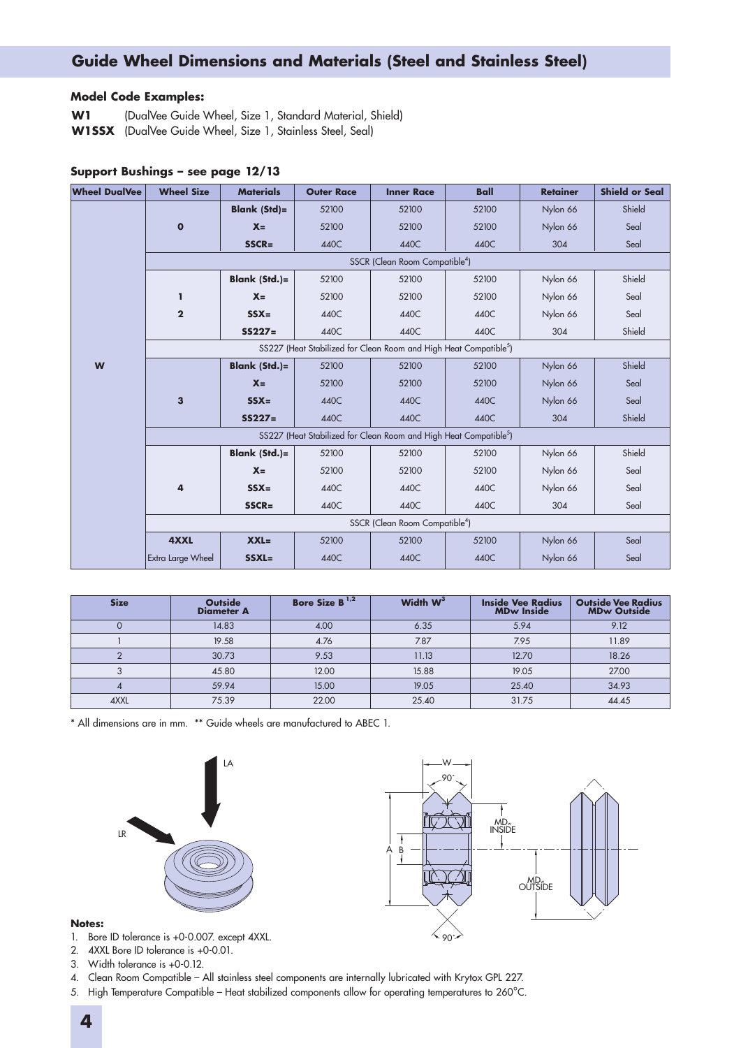# Guide Wheel Dimensions and Materials (Steel and Stainless Steel)

**Model Code Examples:**

**W1** (DualVee Guide Wheel, Size 1, Standard Material, Shield)
**W1SSX** (DualVee Guide Wheel, Size 1, Stainless Steel, Seal)

**Support Bushings – see page 12/13**

| Wheel DualVee | Wheel Size | Materials | Outer Race | Inner Race | Ball | Retainer | Shield or Seal |
|---|---|---|---|---|---|---|---|
| W | 0 | Blank (Std)= | 52100 | 52100 | 52100 | Nylon 66 | Shield |
| | | X= | 52100 | 52100 | 52100 | Nylon 66 | Seal |
| | | SSCR= | 440C | 440C | 440C | 304 | Seal |
| | SSCR (Clean Room Compatible[4]) | | | | | | |
| | 1, 2 | Blank (Std.)= | 52100 | 52100 | 52100 | Nylon 66 | Shield |
| | | X= | 52100 | 52100 | 52100 | Nylon 66 | Seal |
| | | SSX= | 440C | 440C | 440C | Nylon 66 | Seal |
| | | SS227= | 440C | 440C | 440C | 304 | Shield |
| | SS227 (Heat Stabilized for Clean Room and High Heat Compatible[5]) | | | | | | |
| | 3 | Blank (Std.)= | 52100 | 52100 | 52100 | Nylon 66 | Shield |
| | | X= | 52100 | 52100 | 52100 | Nylon 66 | Seal |
| | | SSX= | 440C | 440C | 440C | Nylon 66 | Seal |
| | | SS227= | 440C | 440C | 440C | 304 | Shield |
| | SS227 (Heat Stabilized for Clean Room and High Heat Compatible[5]) | | | | | | |
| | 4 | Blank (Std.)= | 52100 | 52100 | 52100 | Nylon 66 | Shield |
| | | X= | 52100 | 52100 | 52100 | Nylon 66 | Seal |
| | | SSX= | 440C | 440C | 440C | Nylon 66 | Seal |
| | | SSCR= | 440C | 440C | 440C | 304 | Seal |
| | SSCR (Clean Room Compatible[4]) | | | | | | |
| | 4XXL | XXL= | 52100 | 52100 | 52100 | Nylon 66 | Seal |
| | Extra Large Wheel | SSXL= | 440C | 440C | 440C | Nylon 66 | Seal |

| Size | Outside Diameter A | Bore Size B [1,2] | Width W[3] | Inside Vee Radius MDw Inside | Outside Vee Radius MDw Outside |
|---|---|---|---|---|---|
| 0 | 14.83 | 4.00 | 6.35 | 5.94 | 9.12 |
| 1 | 19.58 | 4.76 | 7.87 | 7.95 | 11.89 |
| 2 | 30.73 | 9.53 | 11.13 | 12.70 | 18.26 |
| 3 | 45.80 | 12.00 | 15.88 | 19.05 | 27.00 |
| 4 | 59.94 | 15.00 | 19.05 | 25.40 | 34.93 |
| 4XXL | 75.39 | 22.00 | 25.40 | 31.75 | 44.45 |

\* All dimensions are in mm. ** Guide wheels are manufactured to ABEC 1.

**Notes:**

1. Bore ID tolerance is +0-0.007. except 4XXL.
2. 4XXL Bore ID tolerance is +0-0.01.
3. Width tolerance is +0-0.12.
4. Clean Room Compatible – All stainless steel components are internally lubricated with Krytox GPL 227.
5. High Temperature Compatible – Heat stabilized components allow for operating temperatures to 260°C.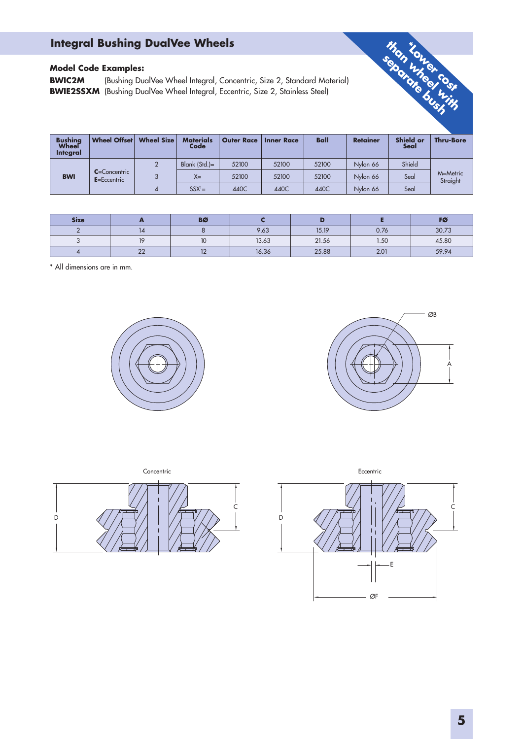## Integral Bushing DualVee Wheels

*Lower cost than wheel with separate bush

**Model Code Examples:**

**BWIC2M** (Bushing DualVee Wheel Integral, Concentric, Size 2, Standard Material)
**BWIE2SSXM** (Bushing DualVee Wheel Integral, Eccentric, Size 2, Stainless Steel)

| Bushing Wheel Integral | Wheel Offset | Wheel Size | Materials Code | Outer Race | Inner Race | Ball | Retainer | Shield or Seal | Thru-Bore |
|---|---|---|---|---|---|---|---|---|---|
| BWI | C=Concentric E=Eccentric | 2 | Blank (Std.)= | 52100 | 52100 | 52100 | Nylon 66 | Shield | M=Metric Straight |
| | | 3 | X= | 52100 | 52100 | 52100 | Nylon 66 | Seal | |
| | | 4 | SSX[1]= | 440C | 440C | 440C | Nylon 66 | Seal | |

| Size | A | BØ | C | D | E | FØ |
|---|---|---|---|---|---|---|
| 2 | 14 | 8 | 9.63 | 15.19 | 0.76 | 30.73 |
| 3 | 19 | 10 | 13.63 | 21.56 | 1.50 | 45.80 |
| 4 | 22 | 12 | 16.36 | 25.88 | 2.01 | 59.94 |

* All dimensions are in mm.

ØB

A

Concentric

D

C

Eccentric

D

C

E

ØF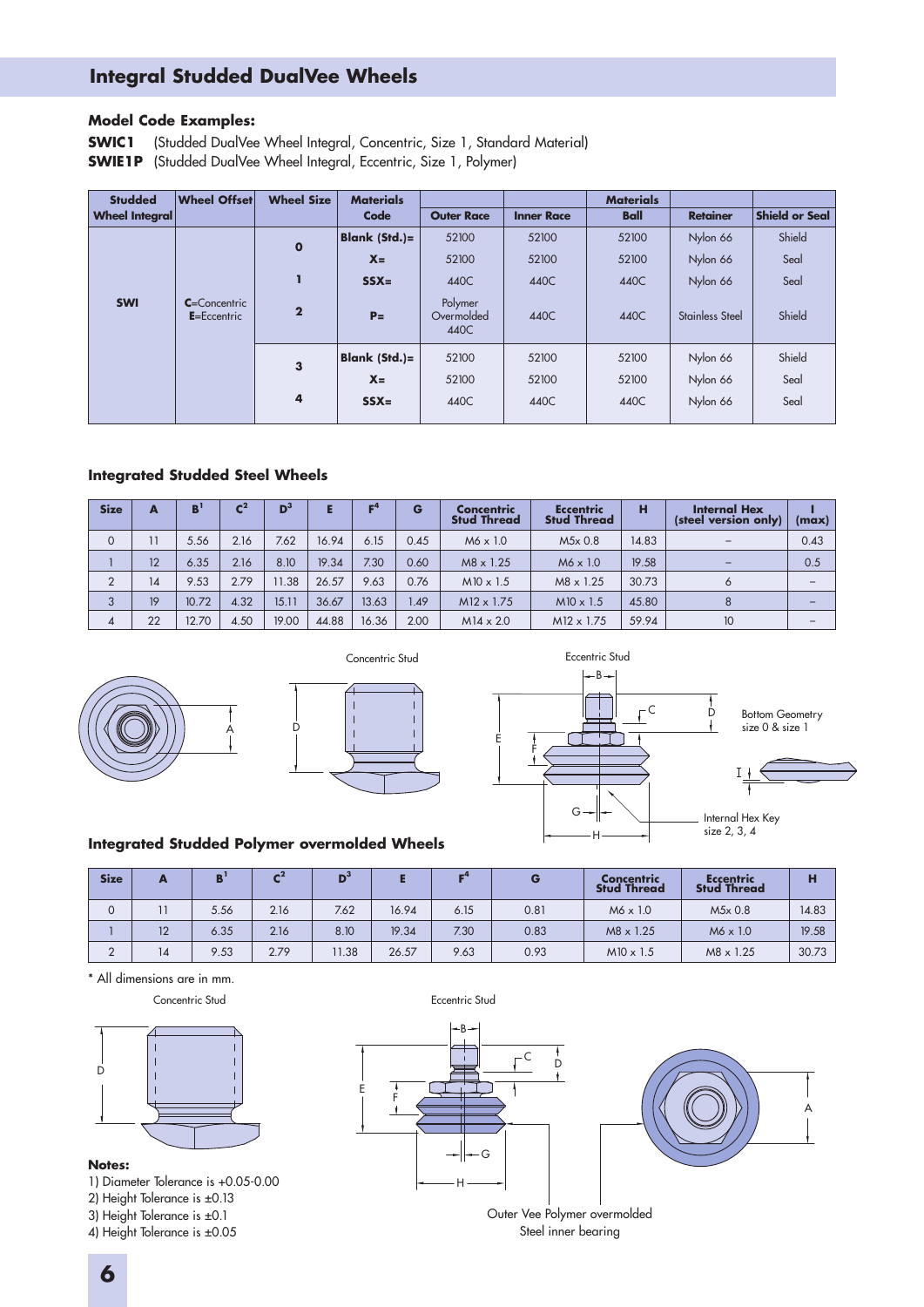# Integral Studded DualVee Wheels

**Model Code Examples:**

**SWIC1** (Studded DualVee Wheel Integral, Concentric, Size 1, Standard Material)
**SWIE1P** (Studded DualVee Wheel Integral, Eccentric, Size 1, Polymer)

| Studded Wheel Integral | Wheel Offset | Wheel Size | Materials Code | Materials | | | | |
|---|---|---|---|---|---|---|---|---|
| | | | | Outer Race | Inner Race | Ball | Retainer | Shield or Seal |
| SWI | C=Concentric E=Eccentric | 0 | Blank (Std.)= | 52100 | 52100 | 52100 | Nylon 66 | Shield |
| | | | X= | 52100 | 52100 | 52100 | Nylon 66 | Seal |
| | | 1 | SSX= | 440C | 440C | 440C | Nylon 66 | Seal |
| | | 2 | P= | Polymer Overmolded 440C | 440C | 440C | Stainless Steel | Shield |
| | | 3 | Blank (Std.)= | 52100 | 52100 | 52100 | Nylon 66 | Shield |
| | | | X= | 52100 | 52100 | 52100 | Nylon 66 | Seal |
| | | 4 | SSX= | 440C | 440C | 440C | Nylon 66 | Seal |

### Integrated Studded Steel Wheels

| Size | A | B[1] | C[2] | D[3] | E | F[4] | G | Concentric Stud Thread | Eccentric Stud Thread | H | Internal Hex (steel version only) | I (max) |
|---|---|---|---|---|---|---|---|---|---|---|---|---|
| 0 | 11 | 5.56 | 2.16 | 7.62 | 16.94 | 6.15 | 0.45 | M6 x 1.0 | M5x 0.8 | 14.83 | – | 0.43 |
| 1 | 12 | 6.35 | 2.16 | 8.10 | 19.34 | 7.30 | 0.60 | M8 x 1.25 | M6 x 1.0 | 19.58 | – | 0.5 |
| 2 | 14 | 9.53 | 2.79 | 11.38 | 26.57 | 9.63 | 0.76 | M10 x 1.5 | M8 x 1.25 | 30.73 | 6 | – |
| 3 | 19 | 10.72 | 4.32 | 15.11 | 36.67 | 13.63 | 1.49 | M12 x 1.75 | M10 x 1.5 | 45.80 | 8 | – |
| 4 | 22 | 12.70 | 4.50 | 19.00 | 44.88 | 16.36 | 2.00 | M14 x 2.0 | M12 x 1.75 | 59.94 | 10 | – |

Concentric Stud

Eccentric Stud

Bottom Geometry size 0 & size 1

Internal Hex Key size 2, 3, 4

### Integrated Studded Polymer overmolded Wheels

| Size | A | B[1] | C[2] | D[3] | E | F[4] | G | Concentric Stud Thread | Eccentric Stud Thread | H |
|---|---|---|---|---|---|---|---|---|---|---|
| 0 | 11 | 5.56 | 2.16 | 7.62 | 16.94 | 6.15 | 0.81 | M6 x 1.0 | M5x 0.8 | 14.83 |
| 1 | 12 | 6.35 | 2.16 | 8.10 | 19.34 | 7.30 | 0.83 | M8 x 1.25 | M6 x 1.0 | 19.58 |
| 2 | 14 | 9.53 | 2.79 | 11.38 | 26.57 | 9.63 | 0.93 | M10 x 1.5 | M8 x 1.25 | 30.73 |

* All dimensions are in mm.

Concentric Stud

Eccentric Stud

Outer Vee Polymer overmolded
Steel inner bearing

**Notes:**
1) Diameter Tolerance is +0.05-0.00
2) Height Tolerance is ±0.13
3) Height Tolerance is ±0.1
4) Height Tolerance is ±0.05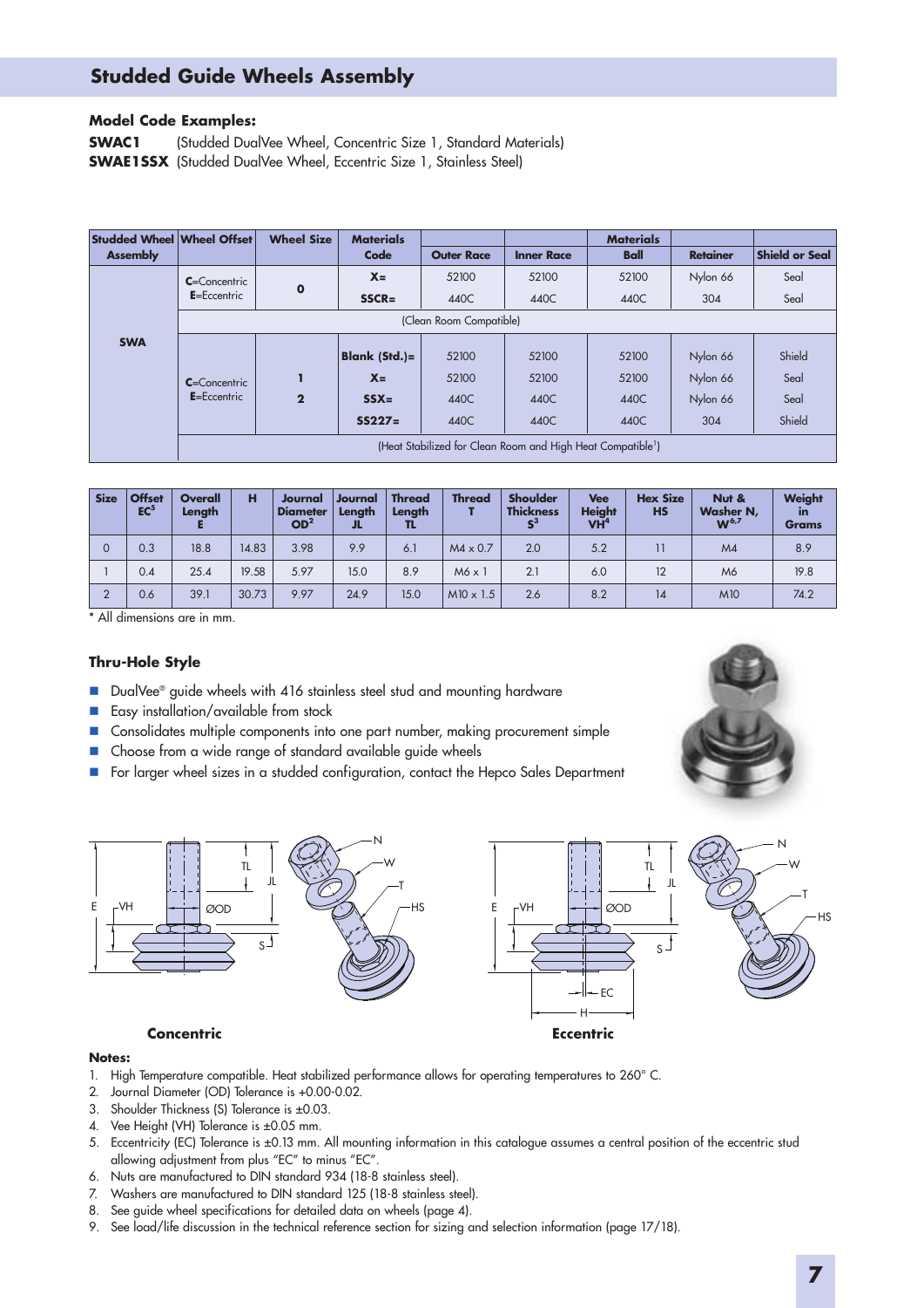## Studded Guide Wheels Assembly

**Model Code Examples:**

**SWAC1** (Studded DualVee Wheel, Concentric Size 1, Standard Materials)
**SWAE1SSX** (Studded DualVee Wheel, Eccentric Size 1, Stainless Steel)

| Studded Wheel Assembly | Wheel Offset | Wheel Size | Materials Code | Outer Race | Inner Race | Materials Ball | Retainer | Shield or Seal |
|---|---|---|---|---|---|---|---|---|
| SWA | C=Concentric E=Eccentric | 0 | X= | 52100 | 52100 | 52100 | Nylon 66 | Seal |
| | | | SSCR= | 440C | 440C | 440C | 304 | Seal |
| | (Clean Room Compatible) | | | | | | | |
| | C=Concentric E=Eccentric | 1 2 | Blank (Std.)= | 52100 | 52100 | 52100 | Nylon 66 | Shield |
| | | | X= | 52100 | 52100 | 52100 | Nylon 66 | Seal |
| | | | SSX= | 440C | 440C | 440C | Nylon 66 | Seal |
| | | | SS227= | 440C | 440C | 440C | 304 | Shield |
| | (Heat Stabilized for Clean Room and High Heat Compatible[1]) | | | | | | | |

| Size | Offset EC[5] | Overall Length E | H | Journal Diameter OD[2] | Journal Length JL | Thread Length TL | Thread T | Shoulder Thickness S[3] | Vee Height VH[4] | Hex Size HS | Nut & Washer N, W[6,7] | Weight in Grams |
|---|---|---|---|---|---|---|---|---|---|---|---|---|
| 0 | 0.3 | 18.8 | 14.83 | 3.98 | 9.9 | 6.1 | M4 x 0.7 | 2.0 | 5.2 | 11 | M4 | 8.9 |
| 1 | 0.4 | 25.4 | 19.58 | 5.97 | 15.0 | 8.9 | M6 x 1 | 2.1 | 6.0 | 12 | M6 | 19.8 |
| 2 | 0.6 | 39.1 | 30.73 | 9.97 | 24.9 | 15.0 | M10 x 1.5 | 2.6 | 8.2 | 14 | M10 | 74.2 |

* All dimensions are in mm.

### Thru-Hole Style

- DualVee® guide wheels with 416 stainless steel stud and mounting hardware
- Easy installation/available from stock
- Consolidates multiple components into one part number, making procurement simple
- Choose from a wide range of standard available guide wheels
- For larger wheel sizes in a studded configuration, contact the Hepco Sales Department

E, VH, ØOD, TL, JL, S, N, W, T, HS

**Concentric**

E, VH, ØOD, TL, JL, S, EC, H, N, W, T, HS

**Eccentric**

**Notes:**

1. High Temperature compatible. Heat stabilized performance allows for operating temperatures to 260° C.
2. Journal Diameter (OD) Tolerance is +0.00-0.02.
3. Shoulder Thickness (S) Tolerance is ±0.03.
4. Vee Height (VH) Tolerance is ±0.05 mm.
5. Eccentricity (EC) Tolerance is ±0.13 mm. All mounting information in this catalogue assumes a central position of the eccentric stud allowing adjustment from plus "EC" to minus "EC".
6. Nuts are manufactured to DIN standard 934 (18-8 stainless steel).
7. Washers are manufactured to DIN standard 125 (18-8 stainless steel).
8. See guide wheel specifications for detailed data on wheels (page 4).
9. See load/life discussion in the technical reference section for sizing and selection information (page 17/18).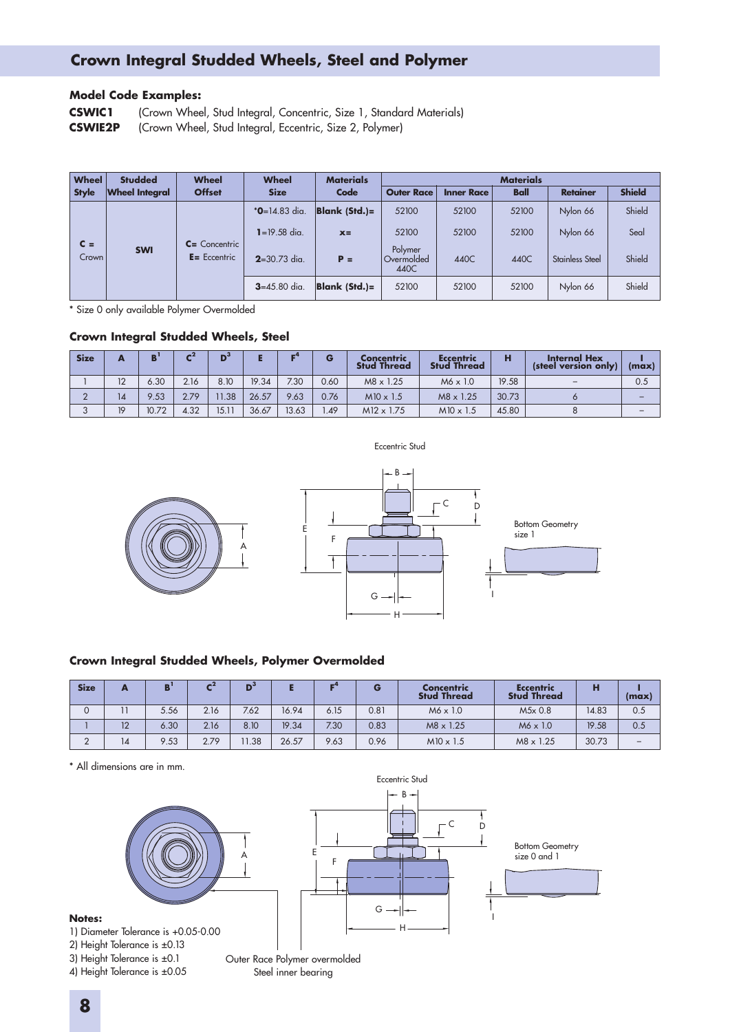# Crown Integral Studded Wheels, Steel and Polymer

**Model Code Examples:**

**CSWIC1** (Crown Wheel, Stud Integral, Concentric, Size 1, Standard Materials)
**CSWIE2P** (Crown Wheel, Stud Integral, Eccentric, Size 2, Polymer)

| Wheel Style | Studded Wheel Integral | Wheel Offset | Wheel Size | Materials Code | Materials | | | | |
|---|---|---|---|---|---|---|---|---|---|
| | | | | | Outer Race | Inner Race | Ball | Retainer | Shield |
| C = Crown | SWI | C= Concentric E= Eccentric | *0=14.83 dia. | Blank (Std.)= | 52100 | 52100 | 52100 | Nylon 66 | Shield |
| | | | 1=19.58 dia. | x= | 52100 | 52100 | 52100 | Nylon 66 | Seal |
| | | | 2=30.73 dia. | P = | Polymer Overmolded 440C | 440C | 440C | Stainless Steel | Shield |
| | | | 3=45.80 dia. | Blank (Std.)= | 52100 | 52100 | 52100 | Nylon 66 | Shield |

\* Size 0 only available Polymer Overmolded

### Crown Integral Studded Wheels, Steel

| Size | A | B[1] | C[2] | D[3] | E | F[4] | G | Concentric Stud Thread | Eccentric Stud Thread | H | Internal Hex (steel version only) | I (max) |
|---|---|---|---|---|---|---|---|---|---|---|---|---|
| 1 | 12 | 6.30 | 2.16 | 8.10 | 19.34 | 7.30 | 0.60 | M8 x 1.25 | M6 x 1.0 | 19.58 | – | 0.5 |
| 2 | 14 | 9.53 | 2.79 | 11.38 | 26.57 | 9.63 | 0.76 | M10 x 1.5 | M8 x 1.25 | 30.73 | 6 | – |
| 3 | 19 | 10.72 | 4.32 | 15.11 | 36.67 | 13.63 | 1.49 | M12 x 1.75 | M10 x 1.5 | 45.80 | 8 | – |

Eccentric Stud

Bottom Geometry size 1

### Crown Integral Studded Wheels, Polymer Overmolded

| Size | A | B[1] | C[2] | D[3] | E | F[4] | G | Concentric Stud Thread | Eccentric Stud Thread | H | I (max) |
|---|---|---|---|---|---|---|---|---|---|---|---|
| 0 | 11 | 5.56 | 2.16 | 7.62 | 16.94 | 6.15 | 0.81 | M6 x 1.0 | M5x 0.8 | 14.83 | 0.5 |
| 1 | 12 | 6.30 | 2.16 | 8.10 | 19.34 | 7.30 | 0.83 | M8 x 1.25 | M6 x 1.0 | 19.58 | 0.5 |
| 2 | 14 | 9.53 | 2.79 | 11.38 | 26.57 | 9.63 | 0.96 | M10 x 1.5 | M8 x 1.25 | 30.73 | – |

\* All dimensions are in mm.

Eccentric Stud

Bottom Geometry size 0 and 1

Outer Race Polymer overmolded
Steel inner bearing

**Notes:**
1) Diameter Tolerance is +0.05-0.00
2) Height Tolerance is ±0.13
3) Height Tolerance is ±0.1
4) Height Tolerance is ±0.05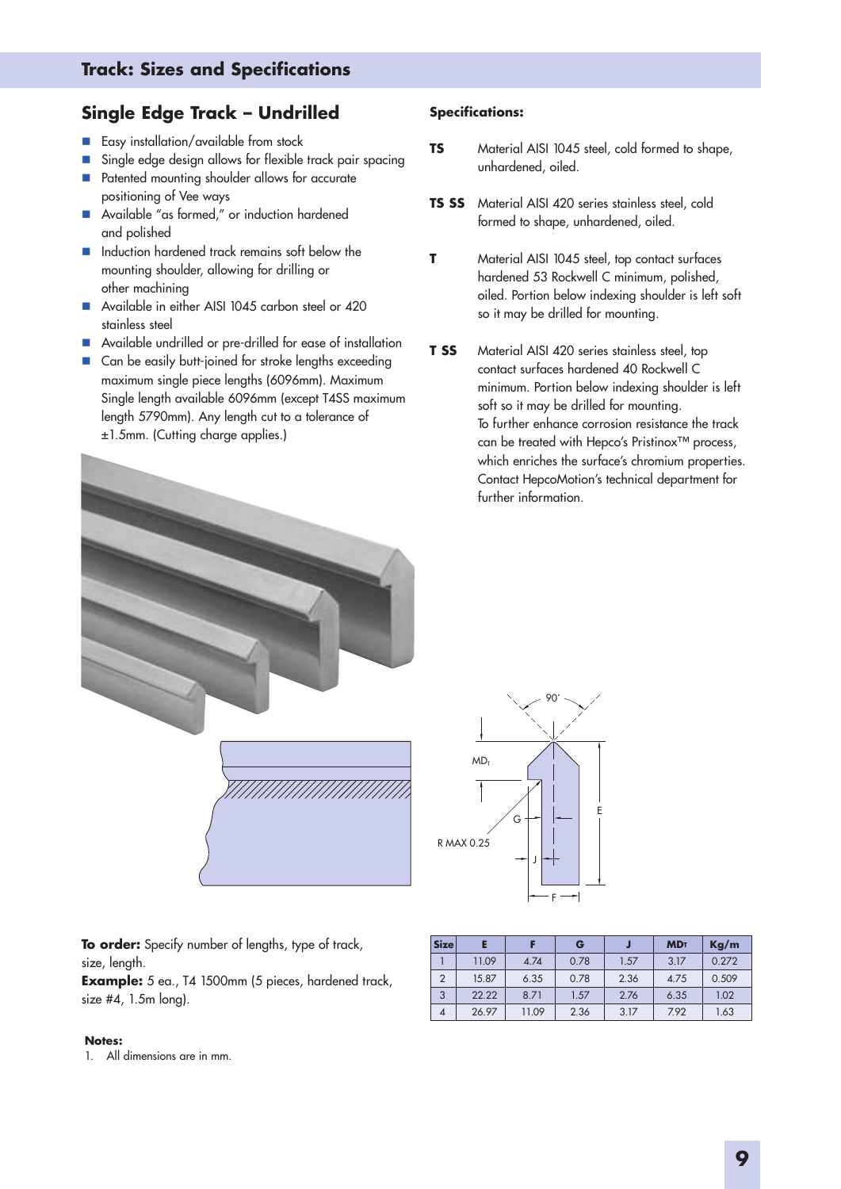## Track: Sizes and Specifications

### Single Edge Track – Undrilled

- Easy installation/available from stock
- Single edge design allows for flexible track pair spacing
- Patented mounting shoulder allows for accurate positioning of Vee ways
- Available "as formed," or induction hardened and polished
- Induction hardened track remains soft below the mounting shoulder, allowing for drilling or other machining
- Available in either AISI 1045 carbon steel or 420 stainless steel
- Available undrilled or pre-drilled for ease of installation
- Can be easily butt-joined for stroke lengths exceeding maximum single piece lengths (6096mm). Maximum Single length available 6096mm (except T4SS maximum length 5790mm). Any length cut to a tolerance of ±1.5mm. (Cutting charge applies.)

**Specifications:**

**TS** Material AISI 1045 steel, cold formed to shape, unhardened, oiled.

**TS SS** Material AISI 420 series stainless steel, cold formed to shape, unhardened, oiled.

**T** Material AISI 1045 steel, top contact surfaces hardened 53 Rockwell C minimum, polished, oiled. Portion below indexing shoulder is left soft so it may be drilled for mounting.

**T SS** Material AISI 420 series stainless steel, top contact surfaces hardened 40 Rockwell C minimum. Portion below indexing shoulder is left soft so it may be drilled for mounting.
To further enhance corrosion resistance the track can be treated with Hepco's Pristinox™ process, which enriches the surface's chromium properties. Contact HepcoMotion's technical department for further information.

90˚ MD$_T$ G E R MAX 0.25 J F

**To order:** Specify number of lengths, type of track, size, length.
**Example:** 5 ea., T4 1500mm (5 pieces, hardened track, size #4, 1.5m long).

| Size | E | F | G | J | MD$_T$ | Kg/m |
|---|---|---|---|---|---|---|
| 1 | 11.09 | 4.74 | 0.78 | 1.57 | 3.17 | 0.272 |
| 2 | 15.87 | 6.35 | 0.78 | 2.36 | 4.75 | 0.509 |
| 3 | 22.22 | 8.71 | 1.57 | 2.76 | 6.35 | 1.02 |
| 4 | 26.97 | 11.09 | 2.36 | 3.17 | 7.92 | 1.63 |

**Notes:**
1. All dimensions are in mm.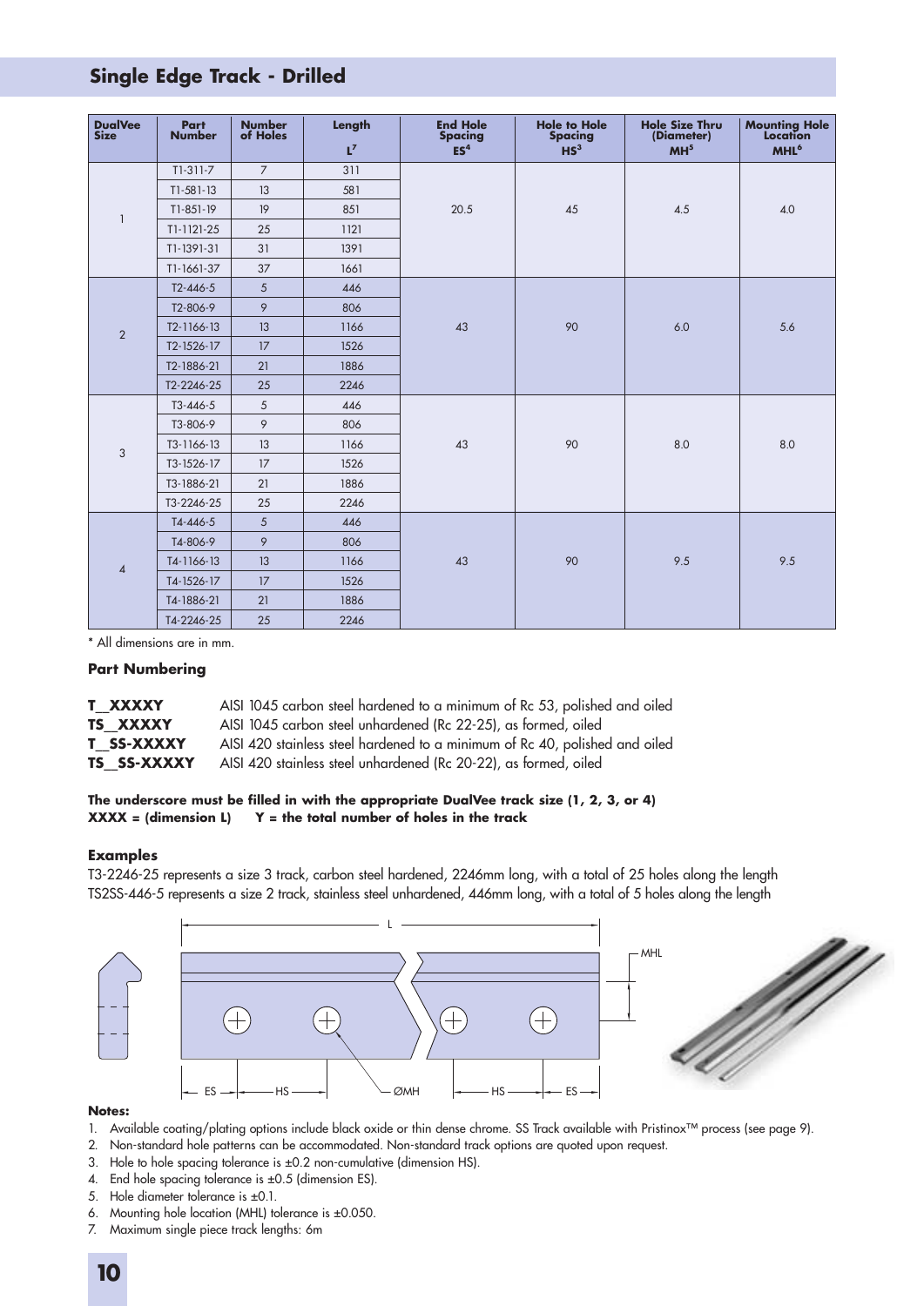## Single Edge Track - Drilled

| DualVee Size | Part Number | Number of Holes | Length L[7] | End Hole Spacing ES[4] | Hole to Hole Spacing HS[3] | Hole Size Thru (Diameter) MH[5] | Mounting Hole Location MHL[6] |
|---|---|---|---|---|---|---|---|
| 1 | T1-311-7 | 7 | 311 | 20.5 | 45 | 4.5 | 4.0 |
| | T1-581-13 | 13 | 581 | | | | |
| | T1-851-19 | 19 | 851 | | | | |
| | T1-1121-25 | 25 | 1121 | | | | |
| | T1-1391-31 | 31 | 1391 | | | | |
| | T1-1661-37 | 37 | 1661 | | | | |
| 2 | T2-446-5 | 5 | 446 | 43 | 90 | 6.0 | 5.6 |
| | T2-806-9 | 9 | 806 | | | | |
| | T2-1166-13 | 13 | 1166 | | | | |
| | T2-1526-17 | 17 | 1526 | | | | |
| | T2-1886-21 | 21 | 1886 | | | | |
| | T2-2246-25 | 25 | 2246 | | | | |
| 3 | T3-446-5 | 5 | 446 | 43 | 90 | 8.0 | 8.0 |
| | T3-806-9 | 9 | 806 | | | | |
| | T3-1166-13 | 13 | 1166 | | | | |
| | T3-1526-17 | 17 | 1526 | | | | |
| | T3-1886-21 | 21 | 1886 | | | | |
| | T3-2246-25 | 25 | 2246 | | | | |
| 4 | T4-446-5 | 5 | 446 | 43 | 90 | 9.5 | 9.5 |
| | T4-806-9 | 9 | 806 | | | | |
| | T4-1166-13 | 13 | 1166 | | | | |
| | T4-1526-17 | 17 | 1526 | | | | |
| | T4-1886-21 | 21 | 1886 | | | | |
| | T4-2246-25 | 25 | 2246 | | | | |

\* All dimensions are in mm.

### Part Numbering

**T__XXXXY** AISI 1045 carbon steel hardened to a minimum of Rc 53, polished and oiled
**TS__XXXXY** AISI 1045 carbon steel unhardened (Rc 22-25), as formed, oiled
**T__SS-XXXXY** AISI 420 stainless steel hardened to a minimum of Rc 40, polished and oiled
**TS__SS-XXXXY** AISI 420 stainless steel unhardened (Rc 20-22), as formed, oiled

**The underscore must be filled in with the appropriate DualVee track size (1, 2, 3, or 4)**
**XXXX = (dimension L) Y = the total number of holes in the track**

### Examples

T3-2246-25 represents a size 3 track, carbon steel hardened, 2246mm long, with a total of 25 holes along the length
TS2SS-446-5 represents a size 2 track, stainless steel unhardened, 446mm long, with a total of 5 holes along the length

L MHL ES HS ØMH HS ES

**Notes:**

1. Available coating/plating options include black oxide or thin dense chrome. SS Track available with Pristinox™ process (see page 9).
2. Non-standard hole patterns can be accommodated. Non-standard track options are quoted upon request.
3. Hole to hole spacing tolerance is ±0.2 non-cumulative (dimension HS).
4. End hole spacing tolerance is ±0.5 (dimension ES).
5. Hole diameter tolerance is ±0.1.
6. Mounting hole location (MHL) tolerance is ±0.050.
7. Maximum single piece track lengths: 6m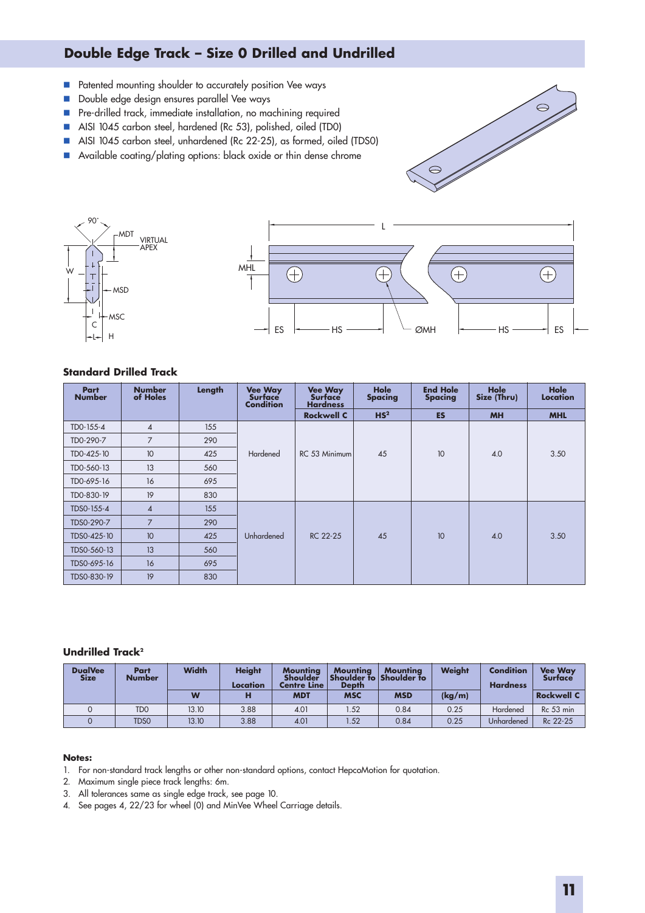# Double Edge Track – Size 0 Drilled and Undrilled

- Patented mounting shoulder to accurately position Vee ways
- Double edge design ensures parallel Vee ways
- Pre-drilled track, immediate installation, no machining required
- AISI 1045 carbon steel, hardened (Rc 53), polished, oiled (TD0)
- AISI 1045 carbon steel, unhardened (Rc 22-25), as formed, oiled (TDS0)
- Available coating/plating options: black oxide or thin dense chrome

### Standard Drilled Track

| Part Number | Number of Holes | Length | Vee Way Surface Condition | Vee Way Surface Hardness | Hole Spacing | End Hole Spacing | Hole Size (Thru) | Hole Location |
|---|---|---|---|---|---|---|---|---|
| | | | | Rockwell C | HS[2] | ES | MH | MHL |
| TD0-155-4 | 4 | 155 | Hardened | RC 53 Minimum | 45 | 10 | 4.0 | 3.50 |
| TD0-290-7 | 7 | 290 | | | | | | |
| TD0-425-10 | 10 | 425 | | | | | | |
| TD0-560-13 | 13 | 560 | | | | | | |
| TD0-695-16 | 16 | 695 | | | | | | |
| TD0-830-19 | 19 | 830 | | | | | | |
| TDS0-155-4 | 4 | 155 | Unhardened | RC 22-25 | 45 | 10 | 4.0 | 3.50 |
| TDS0-290-7 | 7 | 290 | | | | | | |
| TDS0-425-10 | 10 | 425 | | | | | | |
| TDS0-560-13 | 13 | 560 | | | | | | |
| TDS0-695-16 | 16 | 695 | | | | | | |
| TDS0-830-19 | 19 | 830 | | | | | | |

### Undrilled Track[2]

| DualVee Size | Part Number | Width | Height Location | Mounting Shoulder Centre Line | Mounting Shoulder to Depth | Mounting Shoulder to | Weight | Condition Hardness | Vee Way Surface |
|---|---|---|---|---|---|---|---|---|---|
| | | W | H | MDT | MSC | MSD | (kg/m) | | Rockwell C |
| 0 | TD0 | 13.10 | 3.88 | 4.01 | 1.52 | 0.84 | 0.25 | Hardened | Rc 53 min |
| 0 | TDS0 | 13.10 | 3.88 | 4.01 | 1.52 | 0.84 | 0.25 | Unhardened | Rc 22-25 |

**Notes:**

1. For non-standard track lengths or other non-standard options, contact HepcoMotion for quotation.
2. Maximum single piece track lengths: 6m.
3. All tolerances same as single edge track, see page 10.
4. See pages 4, 22/23 for wheel (0) and MinVee Wheel Carriage details.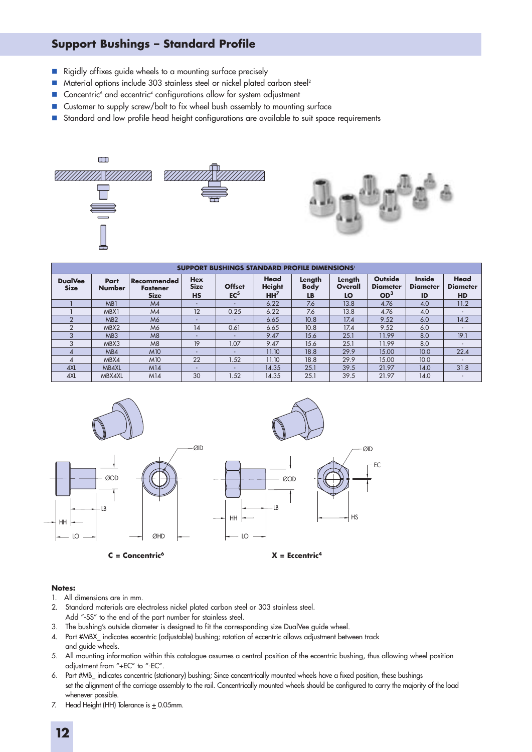## Support Bushings – Standard Profile

- Rigidly affixes guide wheels to a mounting surface precisely
- Material options include 303 stainless steel or nickel plated carbon steel[2]
- Concentric[6] and eccentric[4] configurations allow for system adjustment
- Customer to supply screw/bolt to fix wheel bush assembly to mounting surface
- Standard and low profile head height configurations are available to suit space requirements

| SUPPORT BUSHINGS STANDARD PROFILE DIMENSIONS[1] | | | | | | | | | | |
|---|---|---|---|---|---|---|---|---|---|---|
| DualVee Size | Part Number | Recommended Fastener Size | Hex Size HS | Offset EC[5] | Head Height HH[7] | Length Body LB | Length Overall LO | Outside Diameter OD[3] | Inside Diameter ID | Head Diameter HD |
| 1 | MB1 | M4 | - | - | 6.22 | 7.6 | 13.8 | 4.76 | 4.0 | 11.2 |
| 1 | MBX1 | M4 | 12 | 0.25 | 6.22 | 7.6 | 13.8 | 4.76 | 4.0 | - |
| 2 | MB2 | M6 | - | - | 6.65 | 10.8 | 17.4 | 9.52 | 6.0 | 14.2 |
| 2 | MBX2 | M6 | 14 | 0.61 | 6.65 | 10.8 | 17.4 | 9.52 | 6.0 | - |
| 3 | MB3 | M8 | - | - | 9.47 | 15.6 | 25.1 | 11.99 | 8.0 | 19.1 |
| 3 | MBX3 | M8 | 19 | 1.07 | 9.47 | 15.6 | 25.1 | 11.99 | 8.0 | - |
| 4 | MB4 | M10 | - | - | 11.10 | 18.8 | 29.9 | 15.00 | 10.0 | 22.4 |
| 4 | MBX4 | M10 | 22 | 1.52 | 11.10 | 18.8 | 29.9 | 15.00 | 10.0 | - |
| 4XL | MB4XL | M14 | - | - | 14.35 | 25.1 | 39.5 | 21.97 | 14.0 | 31.8 |
| 4XL | MBX4XL | M14 | 30 | 1.52 | 14.35 | 25.1 | 39.5 | 21.97 | 14.0 | - |

**C = Concentric[6]**

**X = Eccentric[4]**

**Notes:**

1. All dimensions are in mm.
2. Standard materials are electroless nickel plated carbon steel or 303 stainless steel. Add "-SS" to the end of the part number for stainless steel.
3. The bushing's outside diameter is designed to fit the corresponding size DualVee guide wheel.
4. Part #MBX_ indicates eccentric (adjustable) bushing; rotation of eccentric allows adjustment between track and guide wheels.
5. All mounting information within this catalogue assumes a central position of the eccentric bushing, thus allowing wheel position adjustment from "+EC" to "-EC".
6. Part #MB_ indicates concentric (stationary) bushing; Since concentrically mounted wheels have a fixed position, these bushings set the alignment of the carriage assembly to the rail. Concentrically mounted wheels should be configured to carry the majority of the load whenever possible.
7. Head Height (HH) Tolerance is $\pm$ 0.05mm.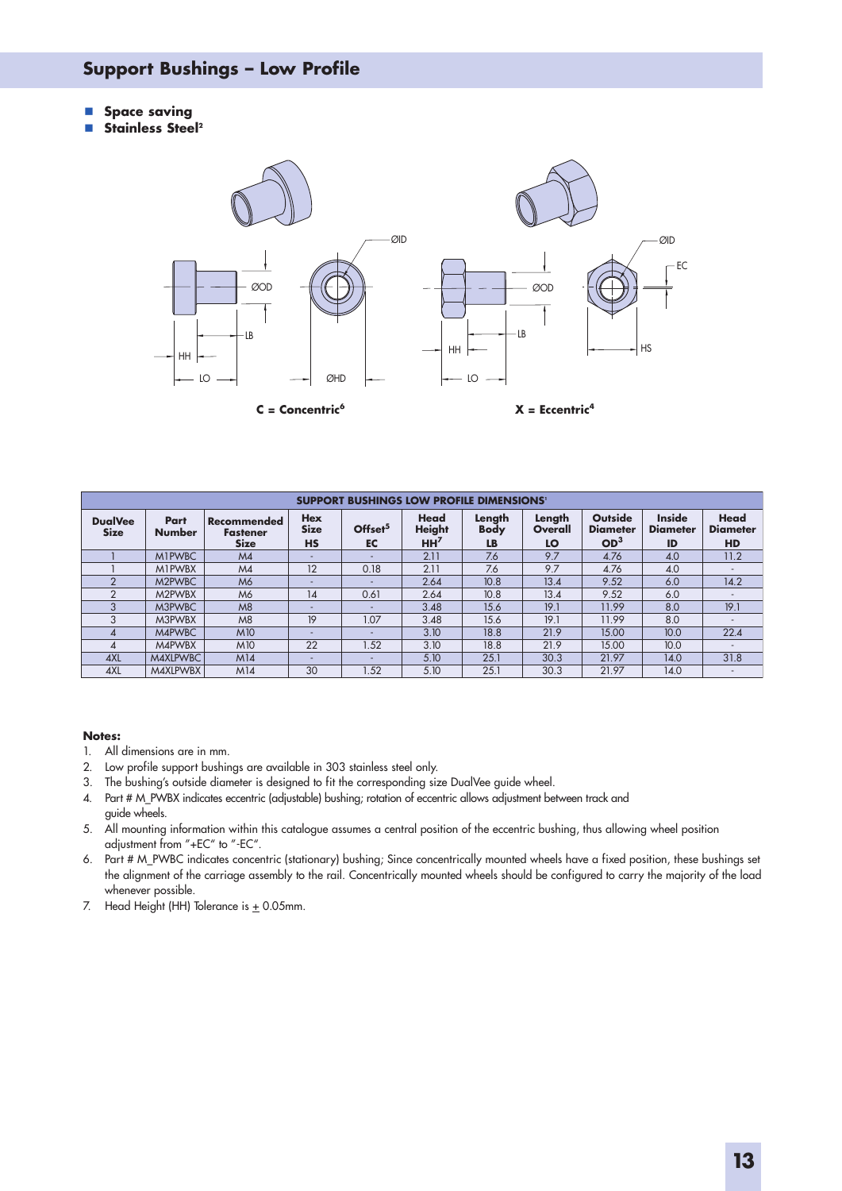## Support Bushings – Low Profile

- **Space saving**
- **Stainless Steel[2]**

**C = Concentric[6]**

**X = Eccentric[4]**

| SUPPORT BUSHINGS LOW PROFILE DIMENSIONS[1] | | | | | | | | | | |
|---|---|---|---|---|---|---|---|---|---|---|
| DualVee Size | Part Number | Recommended Fastener Size | Hex Size HS | Offset[5] EC | Head Height HH[7] | Length Body LB | Length Overall LO | Outside Diameter OD[3] | Inside Diameter ID | Head Diameter HD |
| 1 | M1PWBC | M4 | - | - | 2.11 | 7.6 | 9.7 | 4.76 | 4.0 | 11.2 |
| 1 | M1PWBX | M4 | 12 | 0.18 | 2.11 | 7.6 | 9.7 | 4.76 | 4.0 | - |
| 2 | M2PWBC | M6 | - | - | 2.64 | 10.8 | 13.4 | 9.52 | 6.0 | 14.2 |
| 2 | M2PWBX | M6 | 14 | 0.61 | 2.64 | 10.8 | 13.4 | 9.52 | 6.0 | - |
| 3 | M3PWBC | M8 | - | - | 3.48 | 15.6 | 19.1 | 11.99 | 8.0 | 19.1 |
| 3 | M3PWBX | M8 | 19 | 1.07 | 3.48 | 15.6 | 19.1 | 11.99 | 8.0 | - |
| 4 | M4PWBC | M10 | - | - | 3.10 | 18.8 | 21.9 | 15.00 | 10.0 | 22.4 |
| 4 | M4PWBX | M10 | 22 | 1.52 | 3.10 | 18.8 | 21.9 | 15.00 | 10.0 | - |
| 4XL | M4XLPWBC | M14 | - | - | 5.10 | 25.1 | 30.3 | 21.97 | 14.0 | 31.8 |
| 4XL | M4XLPWBX | M14 | 30 | 1.52 | 5.10 | 25.1 | 30.3 | 21.97 | 14.0 | - |

**Notes:**

1. All dimensions are in mm.
2. Low profile support bushings are available in 303 stainless steel only.
3. The bushing's outside diameter is designed to fit the corresponding size DualVee guide wheel.
4. Part # M_PWBX indicates eccentric (adjustable) bushing; rotation of eccentric allows adjustment between track and guide wheels.
5. All mounting information within this catalogue assumes a central position of the eccentric bushing, thus allowing wheel position adjustment from "+EC" to "-EC".
6. Part # M_PWBC indicates concentric (stationary) bushing; Since concentrically mounted wheels have a fixed position, these bushings set the alignment of the carriage assembly to the rail. Concentrically mounted wheels should be configured to carry the majority of the load whenever possible.
7. Head Height (HH) Tolerance is ± 0.05mm.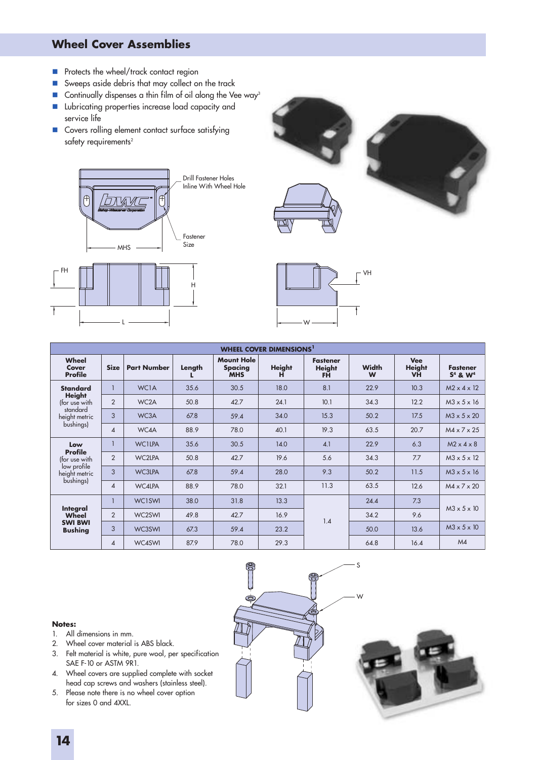## Wheel Cover Assemblies

- Protects the wheel/track contact region
- Sweeps aside debris that may collect on the track
- Continually dispenses a thin film of oil along the Vee way[3]
- Lubricating properties increase load capacity and service life
- Covers rolling element contact surface satisfying safety requirements[2]

Drill Fastener Holes Inline With Wheel Hole

Fastener Size

MHS

FH

H

L

VH

W

| Wheel Cover Profile | Size | Part Number | Length L | Mount Hole Spacing MHS | Height H | Fastener Height FH | Width W | Vee Height VH | Fastener S[4] & W[4] |
|---|---|---|---|---|---|---|---|---|---|
| **WHEEL COVER DIMENSIONS[1]** | | | | | | | | | |
| **Standard Height** (for use with standard height metric bushings) | 1 | WC1A | 35.6 | 30.5 | 18.0 | 8.1 | 22.9 | 10.3 | M2 x 4 x 12 |
| | 2 | WC2A | 50.8 | 42.7 | 24.1 | 10.1 | 34.3 | 12.2 | M3 x 5 x 16 |
| | 3 | WC3A | 67.8 | 59.4 | 34.0 | 15.3 | 50.2 | 17.5 | M3 x 5 x 20 |
| | 4 | WC4A | 88.9 | 78.0 | 40.1 | 19.3 | 63.5 | 20.7 | M4 x 7 x 25 |
| **Low Profile** (for use with low profile height metric bushings) | 1 | WC1LPA | 35.6 | 30.5 | 14.0 | 4.1 | 22.9 | 6.3 | M2 x 4 x 8 |
| | 2 | WC2LPA | 50.8 | 42.7 | 19.6 | 5.6 | 34.3 | 7.7 | M3 x 5 x 12 |
| | 3 | WC3LPA | 67.8 | 59.4 | 28.0 | 9.3 | 50.2 | 11.5 | M3 x 5 x 16 |
| | 4 | WC4LPA | 88.9 | 78.0 | 32.1 | 11.3 | 63.5 | 12.6 | M4 x 7 x 20 |
| **Integral Wheel SWI BWI Bushing** | 1 | WC1SWI | 38.0 | 31.8 | 13.3 | 1.4 | 24.4 | 7.3 | M3 x 5 x 10 |
| | 2 | WC2SWI | 49.8 | 42.7 | 16.9 | | 34.2 | 9.6 | |
| | 3 | WC3SWI | 67.3 | 59.4 | 23.2 | | 50.0 | 13.6 | M3 x 5 x 10 |
| | 4 | WC4SWI | 87.9 | 78.0 | 29.3 | | 64.8 | 16.4 | M4 |

S

W

**Notes:**

1. All dimensions in mm.
2. Wheel cover material is ABS black.
3. Felt material is white, pure wool, per specification SAE F-10 or ASTM 9R1.
4. Wheel covers are supplied complete with socket head cap screws and washers (stainless steel).
5. Please note there is no wheel cover option for sizes 0 and 4XXL.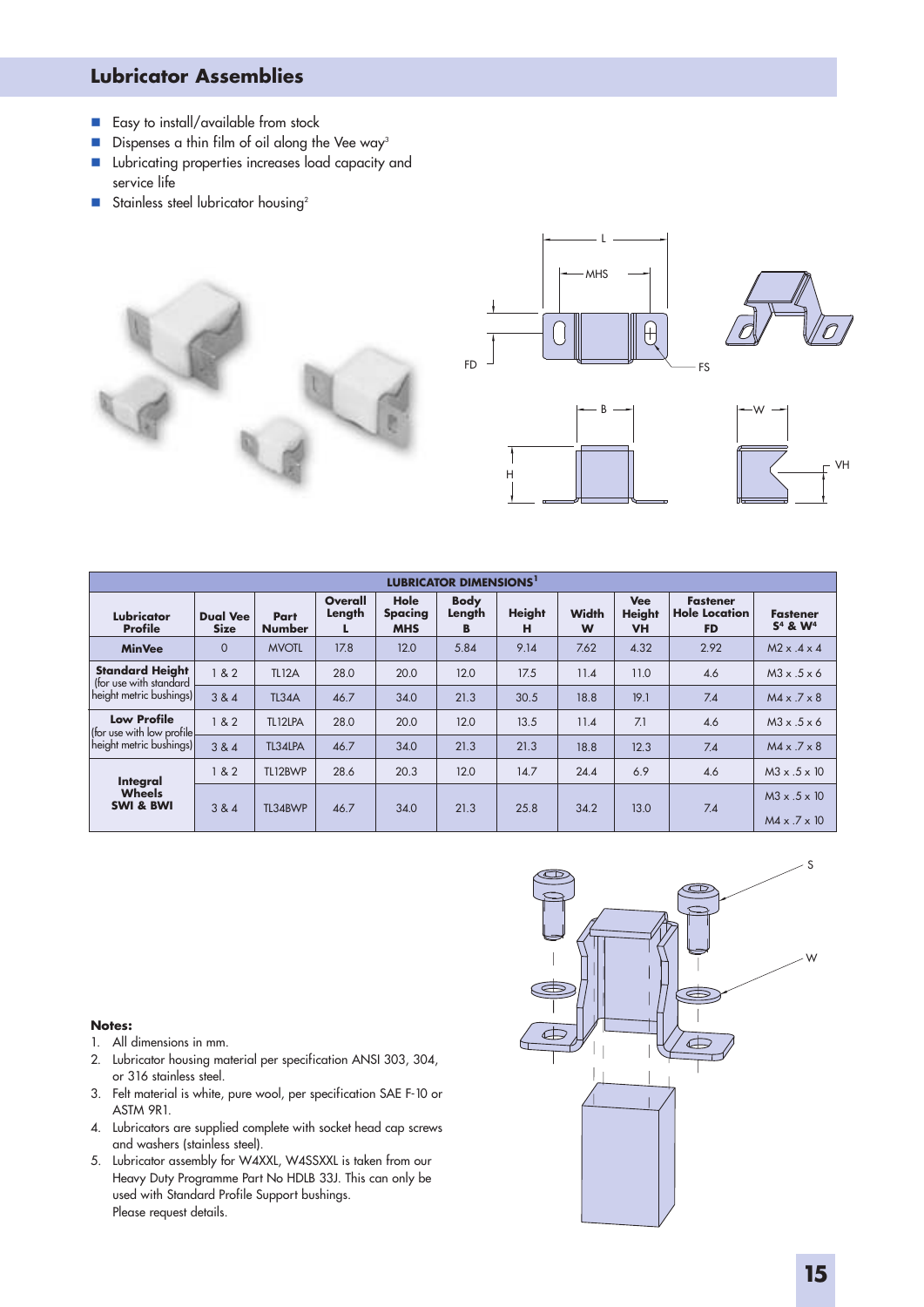## Lubricator Assemblies

- Easy to install/available from stock
- Dispenses a thin film of oil along the Vee way[3]
- Lubricating properties increases load capacity and service life
- Stainless steel lubricator housing[2]

| LUBRICATOR DIMENSIONS[1] | | | | | | | | | | |
|---|---|---|---|---|---|---|---|---|---|---|
| Lubricator Profile | Dual Vee Size | Part Number | Overall Length L | Hole Spacing MHS | Body Length B | Height H | Width W | Vee Height VH | Fastener Hole Location FD | Fastener S[4] & W[4] |
| MinVee | 0 | MVOTL | 17.8 | 12.0 | 5.84 | 9.14 | 7.62 | 4.32 | 2.92 | M2 x .4 x 4 |
| Standard Height (for use with standard height metric bushings) | 1 & 2 | TL12A | 28.0 | 20.0 | 12.0 | 17.5 | 11.4 | 11.0 | 4.6 | M3 x .5 x 6 |
| | 3 & 4 | TL34A | 46.7 | 34.0 | 21.3 | 30.5 | 18.8 | 19.1 | 7.4 | M4 x .7 x 8 |
| Low Profile (for use with low profile height metric bushings) | 1 & 2 | TL12LPA | 28.0 | 20.0 | 12.0 | 13.5 | 11.4 | 7.1 | 4.6 | M3 x .5 x 6 |
| | 3 & 4 | TL34LPA | 46.7 | 34.0 | 21.3 | 21.3 | 18.8 | 12.3 | 7.4 | M4 x .7 x 8 |
| Integral Wheels SWI & BWI | 1 & 2 | TL12BWP | 28.6 | 20.3 | 12.0 | 14.7 | 24.4 | 6.9 | 4.6 | M3 x .5 x 10 |
| | 3 & 4 | TL34BWP | 46.7 | 34.0 | 21.3 | 25.8 | 34.2 | 13.0 | 7.4 | M3 x .5 x 10<br>M4 x .7 x 10 |

**Notes:**

1. All dimensions in mm.
2. Lubricator housing material per specification ANSI 303, 304, or 316 stainless steel.
3. Felt material is white, pure wool, per specification SAE F-10 or ASTM 9R1.
4. Lubricators are supplied complete with socket head cap screws and washers (stainless steel).
5. Lubricator assembly for W4XXL, W4SSXXL is taken from our Heavy Duty Programme Part No HDLB 33J. This can only be used with Standard Profile Support bushings. Please request details.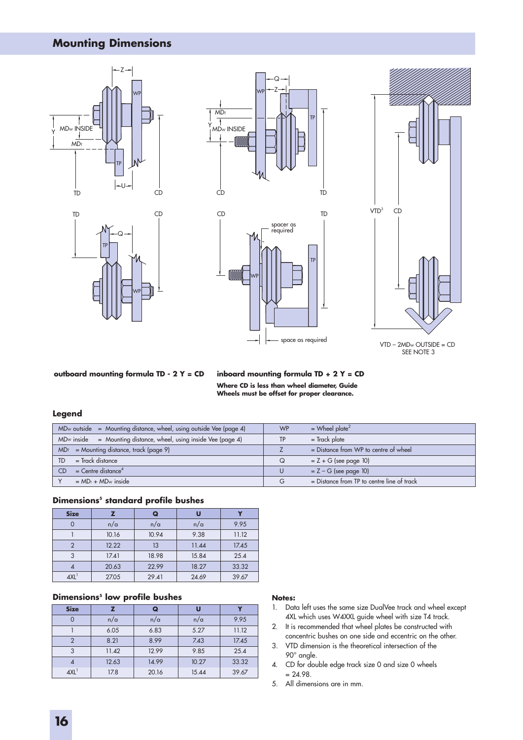## Mounting Dimensions

**outboard mounting formula TD - 2 Y = CD**

**inboard mounting formula TD + 2 Y = CD**

**Where CD is less than wheel diameter, Guide Wheels must be offset for proper clearance.**

VTD – 2MDw OUTSIDE = CD
SEE NOTE 3

### Legend

| | | | |
|---|---|---|---|
| MDw outside | = Mounting distance, wheel, using outside Vee (page 4) | WP | = Wheel plate[2] |
| MDw inside | = Mounting distance, wheel, using inside Vee (page 4) | TP | = Track plate |
| MDT | = Mounting distance, track (page 9) | Z | = Distance from WP to centre of wheel |
| TD | = Track distance | Q | = Z + G (see page 10) |
| CD | = Centre distance[4] | U | = Z – G (see page 10) |
| Y | = MDT + MDw inside | G | = Distance from TP to centre line of track |

### Dimensions[5] standard profile bushes

| Size | Z | Q | U | Y |
|---|---|---|---|---|
| 0 | n/a | n/a | n/a | 9.95 |
| 1 | 10.16 | 10.94 | 9.38 | 11.12 |
| 2 | 12.22 | 13 | 11.44 | 17.45 |
| 3 | 17.41 | 18.98 | 15.84 | 25.4 |
| 4 | 20.63 | 22.99 | 18.27 | 33.32 |
| 4XL[1] | 27.05 | 29.41 | 24.69 | 39.67 |

### Dimensions[5] low profile bushes

| Size | Z | Q | U | Y |
|---|---|---|---|---|
| 0 | n/a | n/a | n/a | 9.95 |
| 1 | 6.05 | 6.83 | 5.27 | 11.12 |
| 2 | 8.21 | 8.99 | 7.43 | 17.45 |
| 3 | 11.42 | 12.99 | 9.85 | 25.4 |
| 4 | 12.63 | 14.99 | 10.27 | 33.32 |
| 4XL[1] | 17.8 | 20.16 | 15.44 | 39.67 |

**Notes:**

1. Data left uses the same size DualVee track and wheel except 4XL which uses W4XXL guide wheel with size T4 track.
2. It is recommended that wheel plates be constructed with concentric bushes on one side and eccentric on the other.
3. VTD dimension is the theoretical intersection of the 90° angle.
4. CD for double edge track size 0 and size 0 wheels = 24.98.
5. All dimensions are in mm.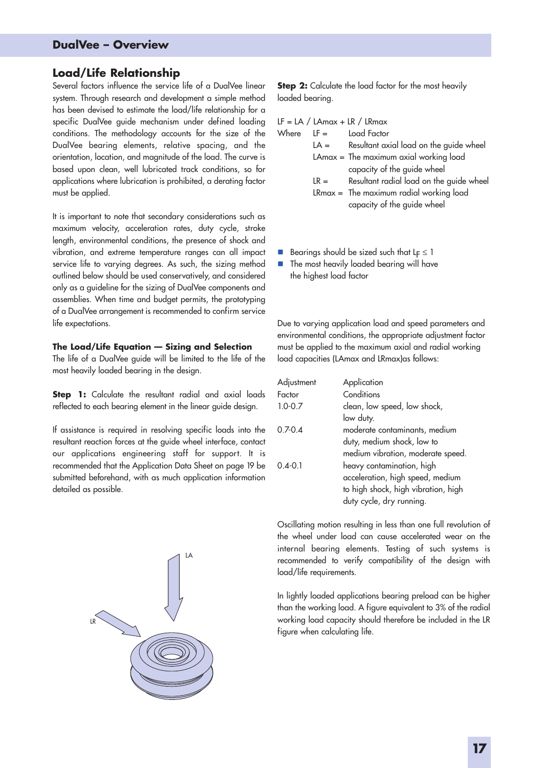## Load/Life Relationship

Several factors influence the service life of a DualVee linear system. Through research and development a simple method has been devised to estimate the load/life relationship for a specific DualVee guide mechanism under defined loading conditions. The methodology accounts for the size of the DualVee bearing elements, relative spacing, and the orientation, location, and magnitude of the load. The curve is based upon clean, well lubricated track conditions, so for applications where lubrication is prohibited, a derating factor must be applied.

It is important to note that secondary considerations such as maximum velocity, acceleration rates, duty cycle, stroke length, environmental conditions, the presence of shock and vibration, and extreme temperature ranges can all impact service life to varying degrees. As such, the sizing method outlined below should be used conservatively, and considered only as a guideline for the sizing of DualVee components and assemblies. When time and budget permits, the prototyping of a DualVee arrangement is recommended to confirm service life expectations.

### The Load/Life Equation — Sizing and Selection

The life of a DualVee guide will be limited to the life of the most heavily loaded bearing in the design.

**Step 1:** Calculate the resultant radial and axial loads reflected to each bearing element in the linear guide design.

If assistance is required in resolving specific loads into the resultant reaction forces at the guide wheel interface, contact our applications engineering staff for support. It is recommended that the Application Data Sheet on page 19 be submitted beforehand, with as much application information detailed as possible.

LA

LR

**Step 2:** Calculate the load factor for the most heavily loaded bearing.

$$LF = LA / LAmax + LR / LRmax$$

Where
- LF = Load Factor
- LA = Resultant axial load on the guide wheel
- LAmax = The maximum axial working load capacity of the guide wheel
- LR = Resultant radial load on the guide wheel
- LRmax = The maximum radial working load capacity of the guide wheel

- Bearings should be sized such that $L_F \leq 1$
- The most heavily loaded bearing will have the highest load factor

Due to varying application load and speed parameters and environmental conditions, the appropriate adjustment factor must be applied to the maximum axial and radial working load capacities (LAmax and LRmax)as follows:

| Adjustment Factor | Application Conditions |
|---|---|
| 1.0-0.7 | clean, low speed, low shock, low duty. |
| 0.7-0.4 | moderate contaminants, medium duty, medium shock, low to medium vibration, moderate speed. |
| 0.4-0.1 | heavy contamination, high acceleration, high speed, medium to high shock, high vibration, high duty cycle, dry running. |

Oscillating motion resulting in less than one full revolution of the wheel under load can cause accelerated wear on the internal bearing elements. Testing of such systems is recommended to verify compatibility of the design with load/life requirements.

In lightly loaded applications bearing preload can be higher than the working load. A figure equivalent to 3% of the radial working load capacity should therefore be included in the LR figure when calculating life.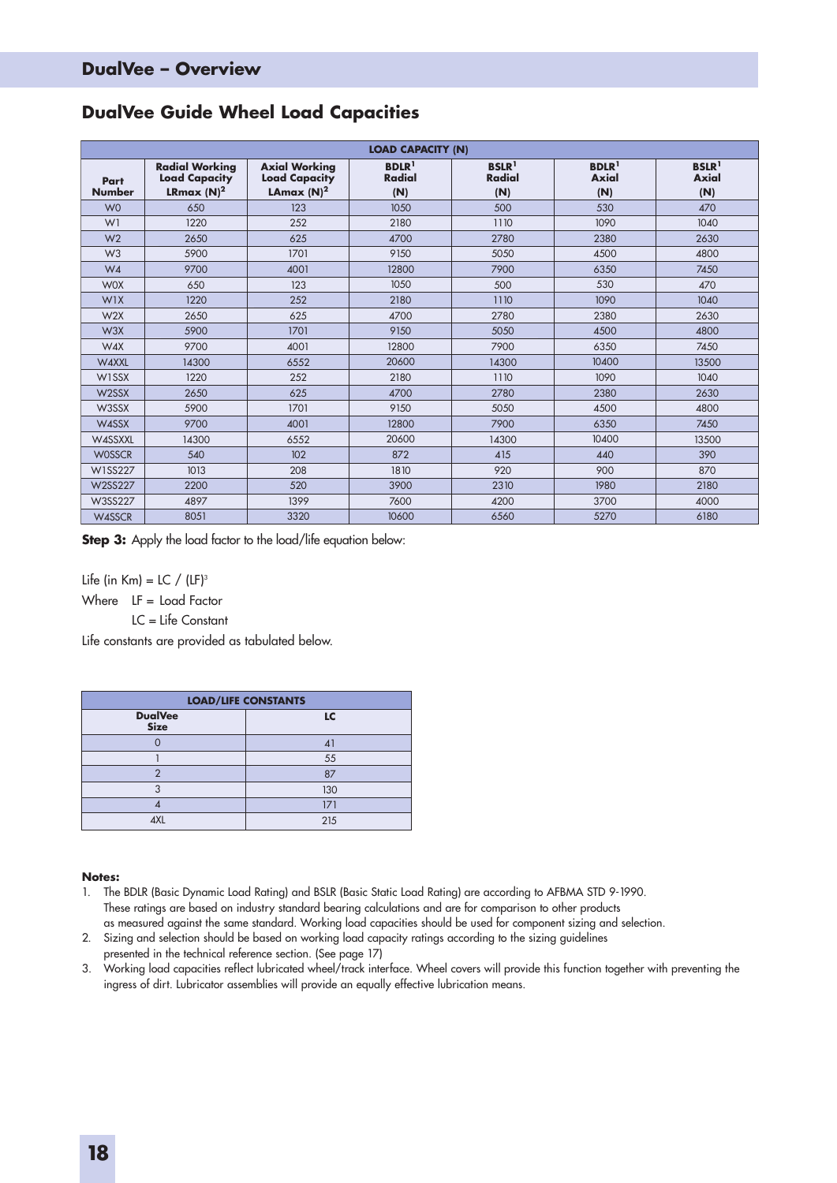## DualVee – Overview

## DualVee Guide Wheel Load Capacities

| LOAD CAPACITY (N) | | | | | | |
|---|---|---|---|---|---|---|
| Part Number | Radial Working Load Capacity LRmax (N)[2] | Axial Working Load Capacity LAmax (N)[2] | BDLR[1] Radial (N) | BSLR[1] Radial (N) | BDLR[1] Axial (N) | BSLR[1] Axial (N) |
| W0 | 650 | 123 | 1050 | 500 | 530 | 470 |
| W1 | 1220 | 252 | 2180 | 1110 | 1090 | 1040 |
| W2 | 2650 | 625 | 4700 | 2780 | 2380 | 2630 |
| W3 | 5900 | 1701 | 9150 | 5050 | 4500 | 4800 |
| W4 | 9700 | 4001 | 12800 | 7900 | 6350 | 7450 |
| W0X | 650 | 123 | 1050 | 500 | 530 | 470 |
| W1X | 1220 | 252 | 2180 | 1110 | 1090 | 1040 |
| W2X | 2650 | 625 | 4700 | 2780 | 2380 | 2630 |
| W3X | 5900 | 1701 | 9150 | 5050 | 4500 | 4800 |
| W4X | 9700 | 4001 | 12800 | 7900 | 6350 | 7450 |
| W4XXL | 14300 | 6552 | 20600 | 14300 | 10400 | 13500 |
| W1SSX | 1220 | 252 | 2180 | 1110 | 1090 | 1040 |
| W2SSX | 2650 | 625 | 4700 | 2780 | 2380 | 2630 |
| W3SSX | 5900 | 1701 | 9150 | 5050 | 4500 | 4800 |
| W4SSX | 9700 | 4001 | 12800 | 7900 | 6350 | 7450 |
| W4SSXXL | 14300 | 6552 | 20600 | 14300 | 10400 | 13500 |
| W0SSCR | 540 | 102 | 872 | 415 | 440 | 390 |
| W1SS227 | 1013 | 208 | 1810 | 920 | 900 | 870 |
| W2SS227 | 2200 | 520 | 3900 | 2310 | 1980 | 2180 |
| W3SS227 | 4897 | 1399 | 7600 | 4200 | 3700 | 4000 |
| W4SSCR | 8051 | 3320 | 10600 | 6560 | 5270 | 6180 |

**Step 3:** Apply the load factor to the load/life equation below:

Life (in Km) = LC / $(LF)^3$

Where LF = Load Factor

LC = Life Constant

Life constants are provided as tabulated below.

| LOAD/LIFE CONSTANTS | |
|---|---|
| DualVee Size | LC |
| 0 | 41 |
| 1 | 55 |
| 2 | 87 |
| 3 | 130 |
| 4 | 171 |
| 4XL | 215 |

**Notes:**

1. The BDLR (Basic Dynamic Load Rating) and BSLR (Basic Static Load Rating) are according to AFBMA STD 9-1990. These ratings are based on industry standard bearing calculations and are for comparison to other products as measured against the same standard. Working load capacities should be used for component sizing and selection.
2. Sizing and selection should be based on working load capacity ratings according to the sizing guidelines presented in the technical reference section. (See page 17)
3. Working load capacities reflect lubricated wheel/track interface. Wheel covers will provide this function together with preventing the ingress of dirt. Lubricator assemblies will provide an equally effective lubrication means.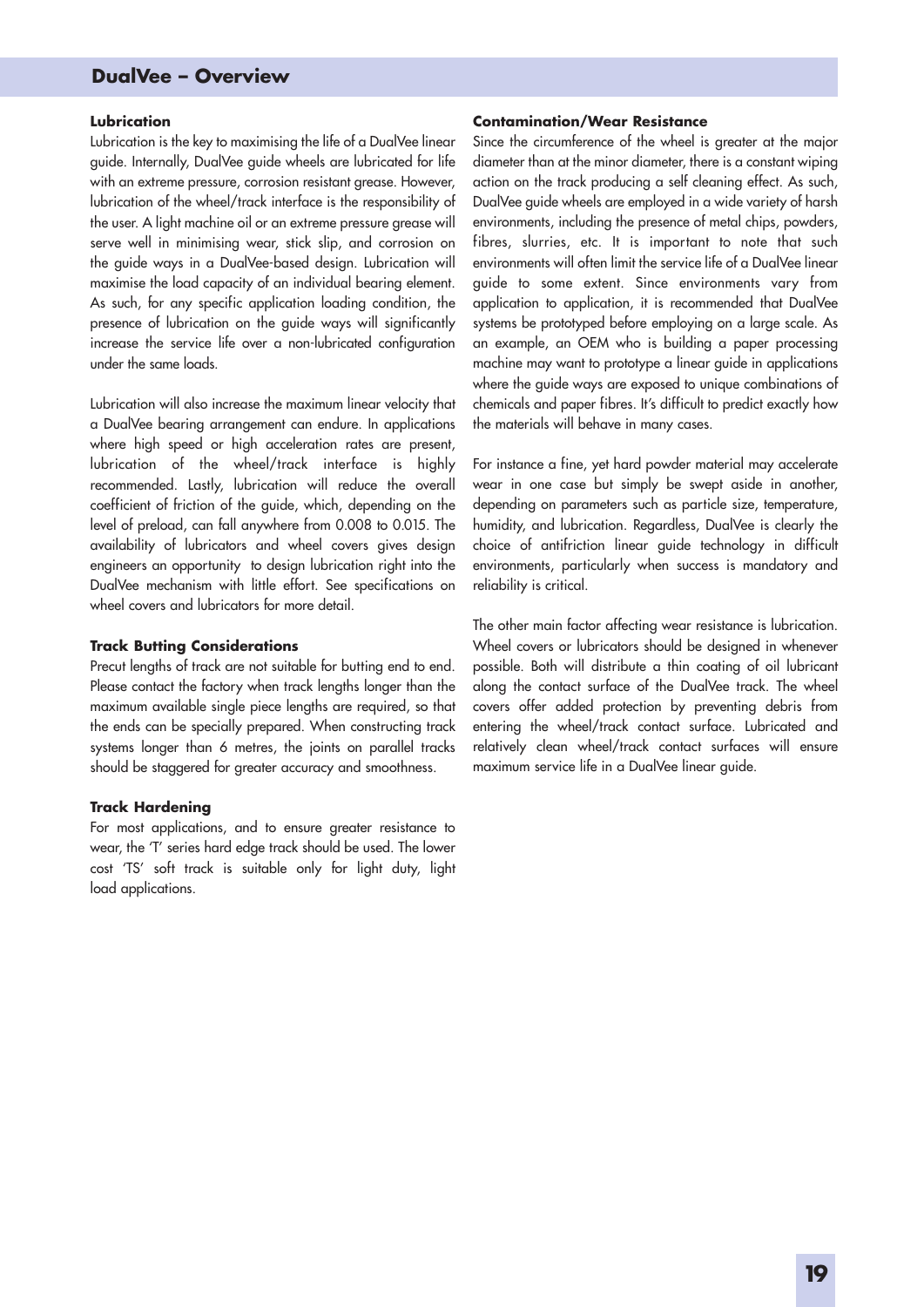## DualVee – Overview

### Lubrication

Lubrication is the key to maximising the life of a DualVee linear guide. Internally, DualVee guide wheels are lubricated for life with an extreme pressure, corrosion resistant grease. However, lubrication of the wheel/track interface is the responsibility of the user. A light machine oil or an extreme pressure grease will serve well in minimising wear, stick slip, and corrosion on the guide ways in a DualVee-based design. Lubrication will maximise the load capacity of an individual bearing element. As such, for any specific application loading condition, the presence of lubrication on the guide ways will significantly increase the service life over a non-lubricated configuration under the same loads.

Lubrication will also increase the maximum linear velocity that a DualVee bearing arrangement can endure. In applications where high speed or high acceleration rates are present, lubrication of the wheel/track interface is highly recommended. Lastly, lubrication will reduce the overall coefficient of friction of the guide, which, depending on the level of preload, can fall anywhere from 0.008 to 0.015. The availability of lubricators and wheel covers gives design engineers an opportunity to design lubrication right into the DualVee mechanism with little effort. See specifications on wheel covers and lubricators for more detail.

### Track Butting Considerations

Precut lengths of track are not suitable for butting end to end. Please contact the factory when track lengths longer than the maximum available single piece lengths are required, so that the ends can be specially prepared. When constructing track systems longer than 6 metres, the joints on parallel tracks should be staggered for greater accuracy and smoothness.

### Track Hardening

For most applications, and to ensure greater resistance to wear, the 'T' series hard edge track should be used. The lower cost 'TS' soft track is suitable only for light duty, light load applications.

### Contamination/Wear Resistance

Since the circumference of the wheel is greater at the major diameter than at the minor diameter, there is a constant wiping action on the track producing a self cleaning effect. As such, DualVee guide wheels are employed in a wide variety of harsh environments, including the presence of metal chips, powders, fibres, slurries, etc. It is important to note that such environments will often limit the service life of a DualVee linear guide to some extent. Since environments vary from application to application, it is recommended that DualVee systems be prototyped before employing on a large scale. As an example, an OEM who is building a paper processing machine may want to prototype a linear guide in applications where the guide ways are exposed to unique combinations of chemicals and paper fibres. It's difficult to predict exactly how the materials will behave in many cases.

For instance a fine, yet hard powder material may accelerate wear in one case but simply be swept aside in another, depending on parameters such as particle size, temperature, humidity, and lubrication. Regardless, DualVee is clearly the choice of antifriction linear guide technology in difficult environments, particularly when success is mandatory and reliability is critical.

The other main factor affecting wear resistance is lubrication. Wheel covers or lubricators should be designed in whenever possible. Both will distribute a thin coating of oil lubricant along the contact surface of the DualVee track. The wheel covers offer added protection by preventing debris from entering the wheel/track contact surface. Lubricated and relatively clean wheel/track contact surfaces will ensure maximum service life in a DualVee linear guide.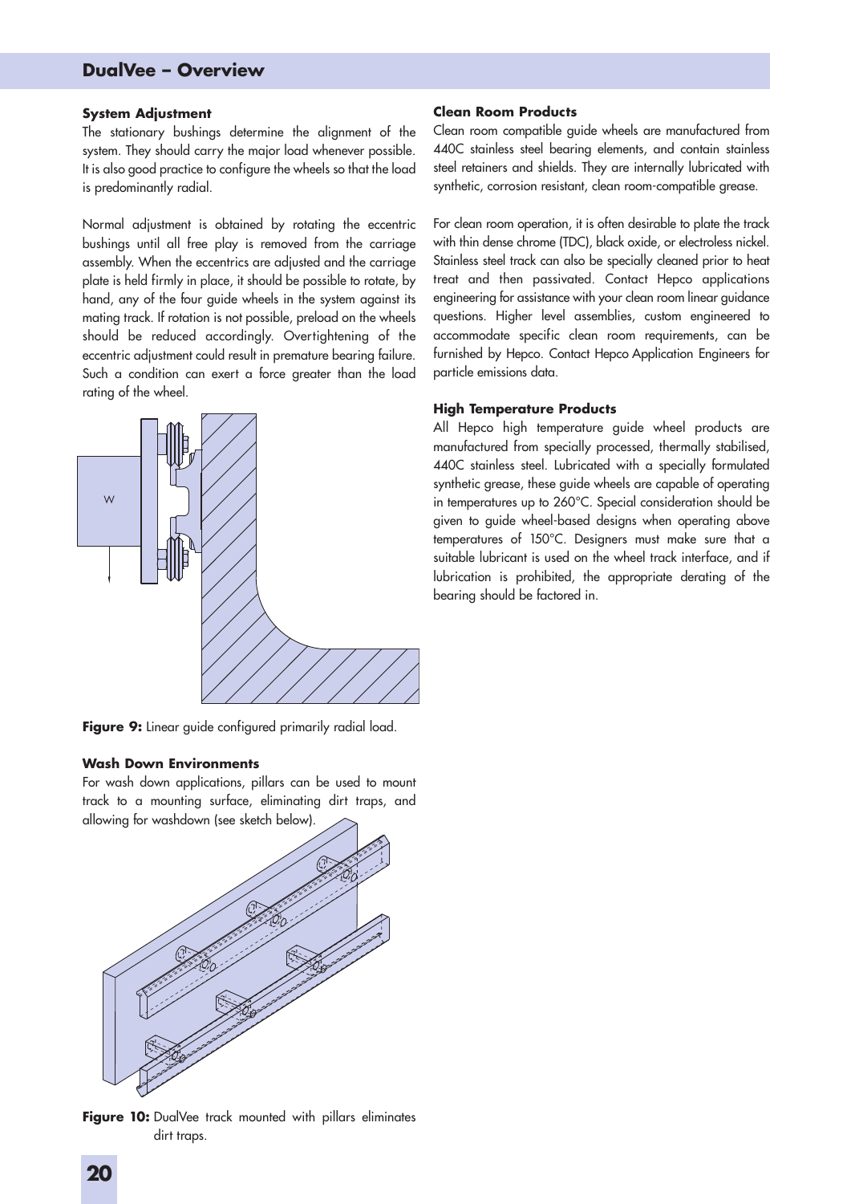## DualVee – Overview

### System Adjustment

The stationary bushings determine the alignment of the system. They should carry the major load whenever possible. It is also good practice to configure the wheels so that the load is predominantly radial.

Normal adjustment is obtained by rotating the eccentric bushings until all free play is removed from the carriage assembly. When the eccentrics are adjusted and the carriage plate is held firmly in place, it should be possible to rotate, by hand, any of the four guide wheels in the system against its mating track. If rotation is not possible, preload on the wheels should be reduced accordingly. Overtightening of the eccentric adjustment could result in premature bearing failure. Such a condition can exert a force greater than the load rating of the wheel.

**Figure 9:** Linear guide configured primarily radial load.

### Wash Down Environments

For wash down applications, pillars can be used to mount track to a mounting surface, eliminating dirt traps, and allowing for washdown (see sketch below).

**Figure 10:** DualVee track mounted with pillars eliminates dirt traps.

### Clean Room Products

Clean room compatible guide wheels are manufactured from 440C stainless steel bearing elements, and contain stainless steel retainers and shields. They are internally lubricated with synthetic, corrosion resistant, clean room-compatible grease.

For clean room operation, it is often desirable to plate the track with thin dense chrome (TDC), black oxide, or electroless nickel. Stainless steel track can also be specially cleaned prior to heat treat and then passivated. Contact Hepco applications engineering for assistance with your clean room linear guidance questions. Higher level assemblies, custom engineered to accommodate specific clean room requirements, can be furnished by Hepco. Contact Hepco Application Engineers for particle emissions data.

### High Temperature Products

All Hepco high temperature guide wheel products are manufactured from specially processed, thermally stabilised, 440C stainless steel. Lubricated with a specially formulated synthetic grease, these guide wheels are capable of operating in temperatures up to 260°C. Special consideration should be given to guide wheel-based designs when operating above temperatures of 150°C. Designers must make sure that a suitable lubricant is used on the wheel track interface, and if lubrication is prohibited, the appropriate derating of the bearing should be factored in.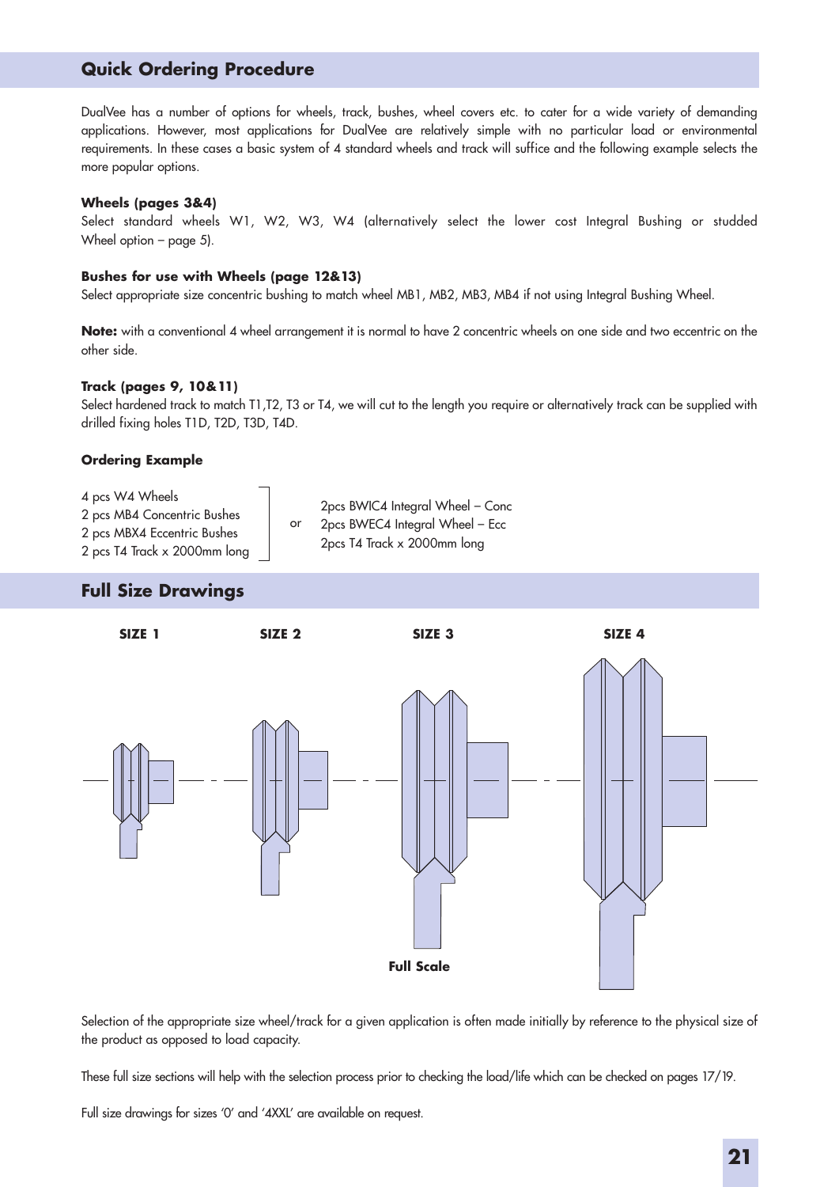## Quick Ordering Procedure

DualVee has a number of options for wheels, track, bushes, wheel covers etc. to cater for a wide variety of demanding applications. However, most applications for DualVee are relatively simple with no particular load or environmental requirements. In these cases a basic system of 4 standard wheels and track will suffice and the following example selects the more popular options.

### Wheels (pages 3&4)

Select standard wheels W1, W2, W3, W4 (alternatively select the lower cost Integral Bushing or studded Wheel option – page 5).

### Bushes for use with Wheels (page 12&13)

Select appropriate size concentric bushing to match wheel MB1, MB2, MB3, MB4 if not using Integral Bushing Wheel.

**Note:** with a conventional 4 wheel arrangement it is normal to have 2 concentric wheels on one side and two eccentric on the other side.

### Track (pages 9, 10&11)

Select hardened track to match T1,T2, T3 or T4, we will cut to the length you require or alternatively track can be supplied with drilled fixing holes T1D, T2D, T3D, T4D.

### Ordering Example

4 pcs W4 Wheels
2 pcs MB4 Concentric Bushes
2 pcs MBX4 Eccentric Bushes
2 pcs T4 Track x 2000mm long

or

2pcs BWIC4 Integral Wheel – Conc
2pcs BWEC4 Integral Wheel – Ecc
2pcs T4 Track x 2000mm long

## Full Size Drawings

SIZE 1 | SIZE 2 | SIZE 3 | SIZE 4

**Full Scale**

Selection of the appropriate size wheel/track for a given application is often made initially by reference to the physical size of the product as opposed to load capacity.

These full size sections will help with the selection process prior to checking the load/life which can be checked on pages 17/19.

Full size drawings for sizes '0' and '4XXL' are available on request.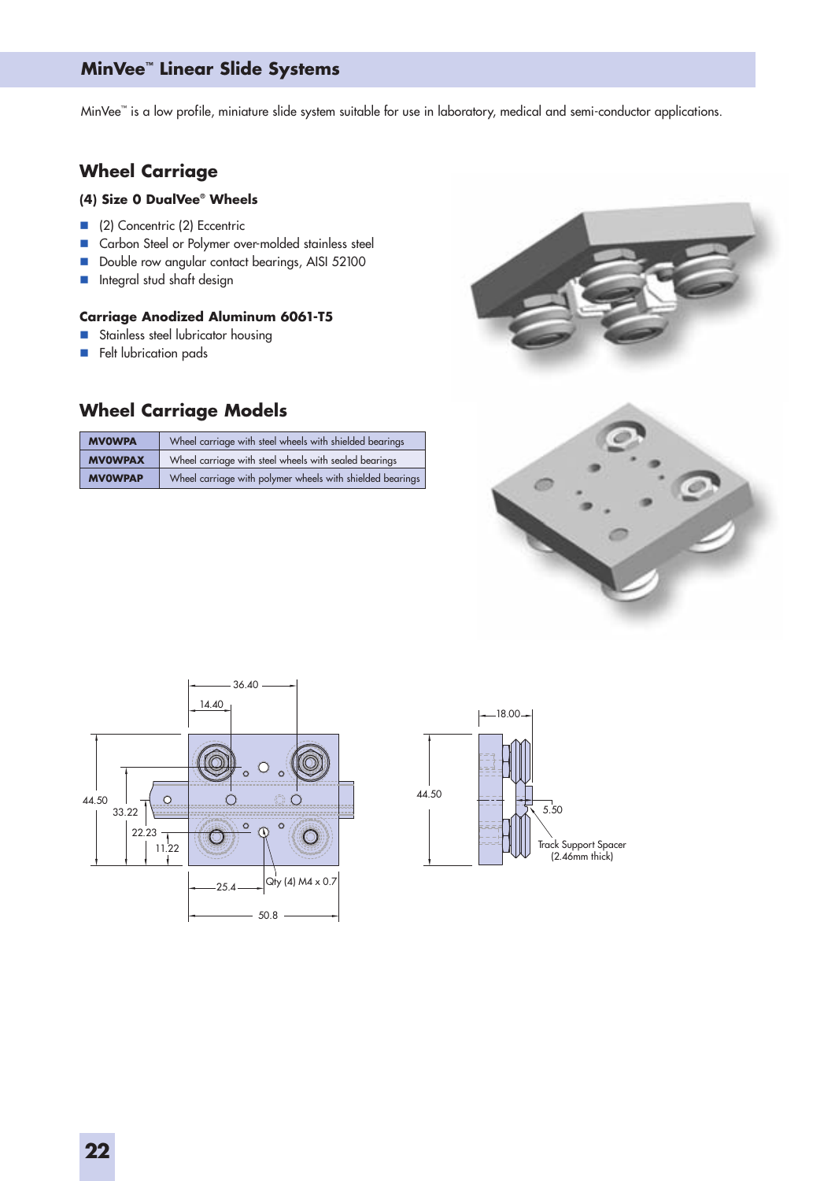# MinVee™ Linear Slide Systems

MinVee™ is a low profile, miniature slide system suitable for use in laboratory, medical and semi-conductor applications.

## Wheel Carriage

### (4) Size 0 DualVee® Wheels

- (2) Concentric (2) Eccentric
- Carbon Steel or Polymer over-molded stainless steel
- Double row angular contact bearings, AISI 52100
- Integral stud shaft design

### Carriage Anodized Aluminum 6061-T5

- Stainless steel lubricator housing
- Felt lubrication pads

## Wheel Carriage Models

| Model | Description |
|---|---|
| **MV0WPA** | Wheel carriage with steel wheels with shielded bearings |
| **MV0WPAX** | Wheel carriage with steel wheels with sealed bearings |
| **MV0WPAP** | Wheel carriage with polymer wheels with shielded bearings |

36.40

14.40

44.50

33.22

22.23

11.22

25.4

Qty (4) M4 x 0.7

50.8

18.00

44.50

5.50

Track Support Spacer (2.46mm thick)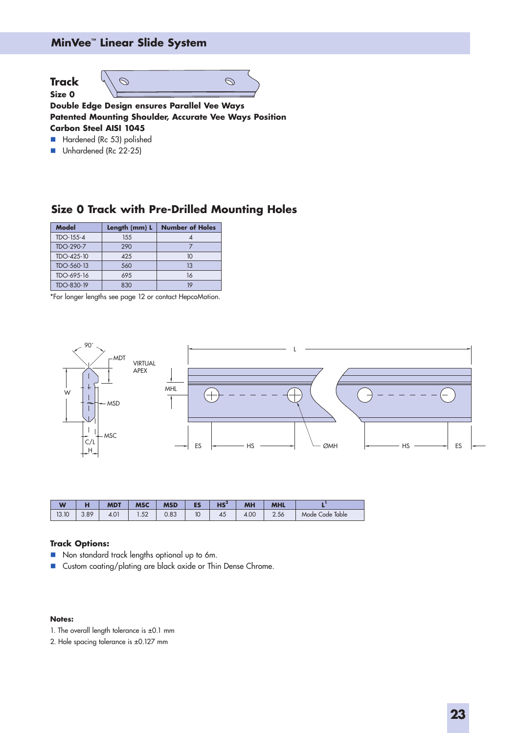# MinVee™ Linear Slide System

## Track

**Size 0**

**Double Edge Design ensures Parallel Vee Ways**
**Patented Mounting Shoulder, Accurate Vee Ways Position**
**Carbon Steel AISI 1045**

- Hardened (Rc 53) polished
- Unhardened (Rc 22-25)

## Size 0 Track with Pre-Drilled Mounting Holes

| Model | Length (mm) L | Number of Holes |
|---|---|---|
| TDO-155-4 | 155 | 4 |
| TDO-290-7 | 290 | 7 |
| TDO-425-10 | 425 | 10 |
| TDO-560-13 | 560 | 13 |
| TDO-695-16 | 695 | 16 |
| TDO-830-19 | 830 | 19 |

*For longer lengths see page 12 or contact HepcoMotion.

| W | H | MDT | MSC | MSD | ES | HS[2] | MH | MHL | L[1] |
|---|---|---|---|---|---|---|---|---|---|
| 13.10 | 3.89 | 4.01 | 1.52 | 0.83 | 10 | 45 | 4.00 | 2.56 | Mode Code Table |

**Track Options:**

- Non standard track lengths optional up to 6m.
- Custom coating/plating are black oxide or Thin Dense Chrome.

**Notes:**

1. The overall length tolerance is ±0.1 mm
2. Hole spacing tolerance is ±0.127 mm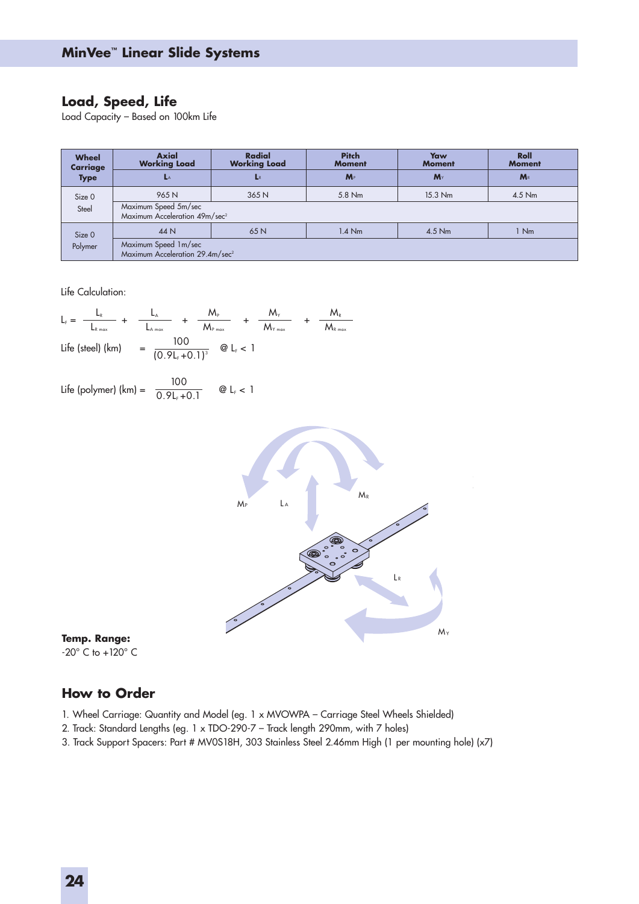## Load, Speed, Life

Load Capacity – Based on 100km Life

| Wheel Carriage Type | Axial Working Load $L_A$ | Radial Working Load $L_R$ | Pitch Moment $M_P$ | Yaw Moment $M_Y$ | Roll Moment $M_R$ |
|---|---|---|---|---|---|
| Size 0 Steel | 965 N | 365 N | 5.8 Nm | 15.3 Nm | 4.5 Nm |
| | Maximum Speed 5m/sec<br>Maximum Acceleration 49m/sec$^2$ | | | | |
| Size 0 Polymer | 44 N | 65 N | 1.4 Nm | 4.5 Nm | 1 Nm |
| | Maximum Speed 1m/sec<br>Maximum Acceleration 29.4m/sec$^2$ | | | | |

Life Calculation:

$$L_F = \frac{L_R}{L_{R\,max}} + \frac{L_A}{L_{A\,max}} + \frac{M_P}{M_{P\,max}} + \frac{M_Y}{M_{Y\,max}} + \frac{M_R}{M_{R\,max}}$$

$$\text{Life (steel) (km)} = \frac{100}{(0.9L_F + 0.1)^3} \quad @\ L_F < 1$$

$$\text{Life (polymer) (km)} = \frac{100}{0.9L_F + 0.1} \quad @\ L_F < 1$$

**Temp. Range:**
-20° C to +120° C

## How to Order

1. Wheel Carriage: Quantity and Model (eg. 1 x MVOWPA – Carriage Steel Wheels Shielded)
2. Track: Standard Lengths (eg. 1 x TDO-290-7 – Track length 290mm, with 7 holes)
3. Track Support Spacers: Part # MV0S18H, 303 Stainless Steel 2.46mm High (1 per mounting hole) (x7)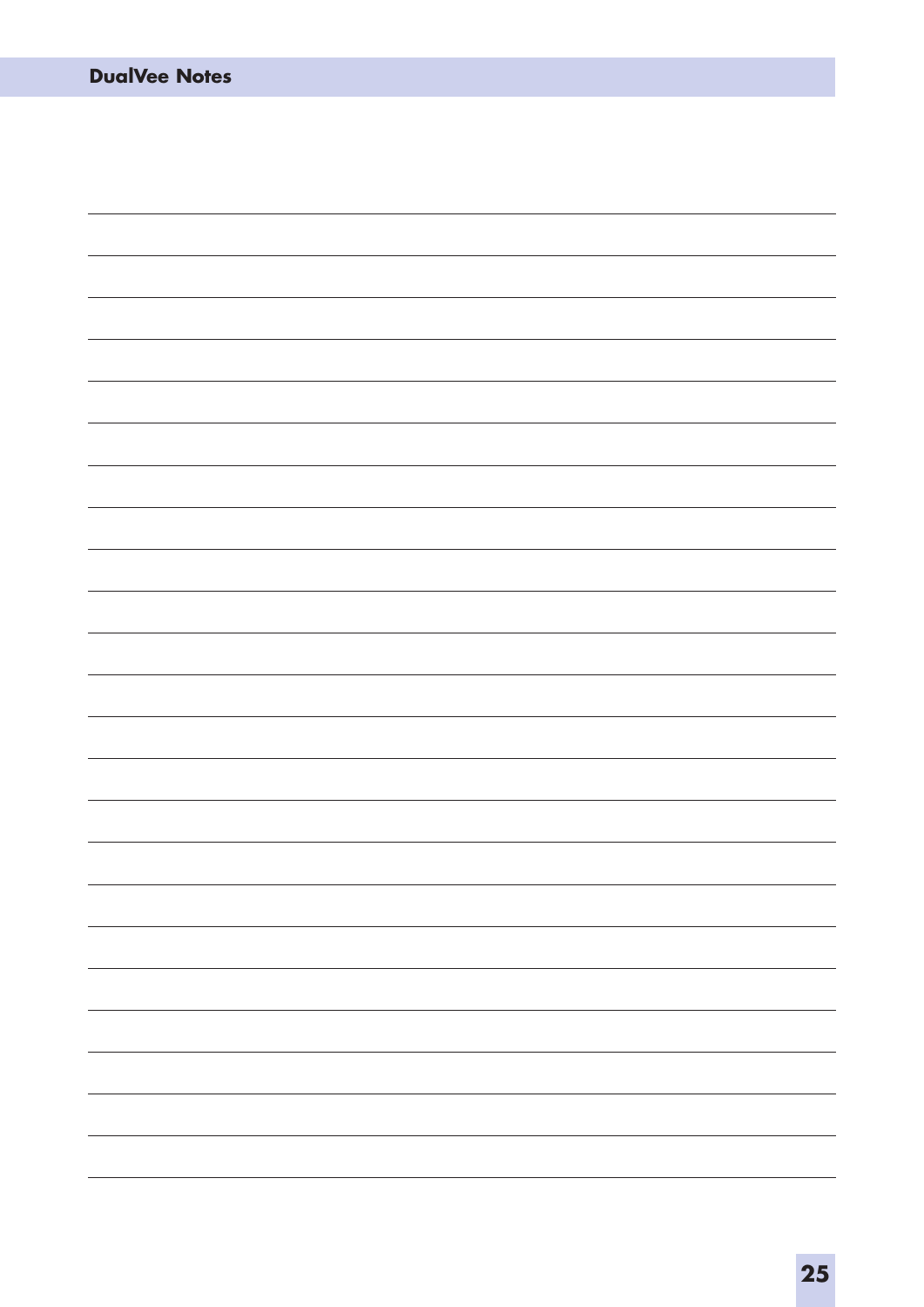# DualVee Notes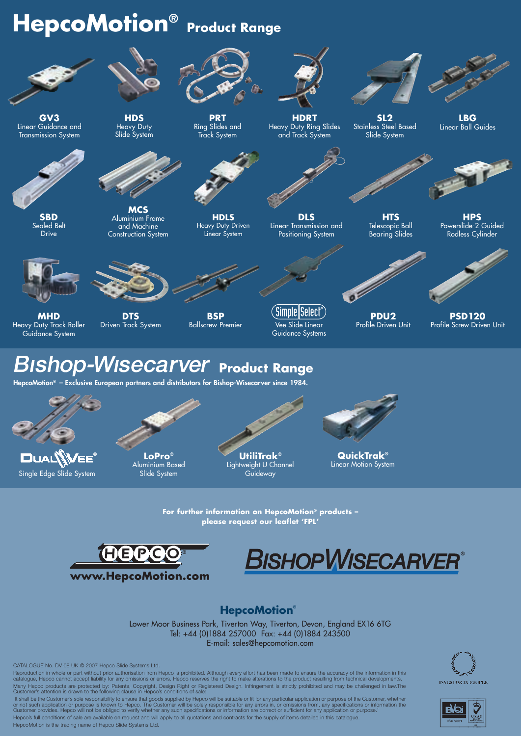# HepcoMotion® Product Range

**GV3**
Linear Guidance and Transmission System

**HDS**
Heavy Duty Slide System

**PRT**
Ring Slides and Track System

**HDRT**
Heavy Duty Ring Slides and Track System

**SL2**
Stainless Steel Based Slide System

**LBG**
Linear Ball Guides

**SBD**
Sealed Belt Drive

**MCS**
Aluminium Frame and Machine Construction System

**HDLS**
Heavy Duty Driven Linear System

**DLS**
Linear Transmission and Positioning System

**HTS**
Telescopic Ball Bearing Slides

**HPS**
Powerslide-2 Guided Rodless Cylinder

**MHD**
Heavy Duty Track Roller Guidance System

**DTS**
Driven Track System

**BSP**
Ballscrew Premier

**Simple Select®**
Vee Slide Linear Guidance Systems

**PDU2**
Profile Driven Unit

**PSD120**
Profile Screw Driven Unit

# Bishop-Wisecarver Product Range

**HepcoMotion® – Exclusive European partners and distributors for Bishop-Wisecarver since 1984.**

**DualVee®**
Single Edge Slide System

**LoPro®**
Aluminium Based Slide System

**UtiliTrak®**
Lightweight U Channel Guideway

**QuickTrak®**
Linear Motion System

**For further information on HepcoMotion® products – please request our leaflet 'FPL'**

HEPCO®
www.HepcoMotion.com

BISHOPWISECARVER®

## HepcoMotion®

Lower Moor Business Park, Tiverton Way, Tiverton, Devon, England EX16 6TG
Tel: +44 (0)1884 257000 Fax: +44 (0)1884 243500
E-mail: sales@hepcomotion.com

CATALOGUE No. DV 08 UK © 2007 Hepco Slide Systems Ltd.

Reproduction in whole or part without prior authorisation from Hepco is prohibited. Although every effort has been made to ensure the accuracy of the information in this catalogue, Hepco cannot accept liability for any omissions or errors. Hepco reserves the right to make alterations to the product resulting from technical developments.

Many Hepco products are protected by: Patents, Copyright, Design Right or Registered Design. Infringement is strictly prohibited and may be challenged in law.The Customer's attention is drawn to the following clause in Hepco's conditions of sale:

'It shall be the Customer's sole responsibility to ensure that goods supplied by Hepco will be suitable or fit for any particular application or purpose of the Customer, whether or not such application or purpose is known to Hepco. The Customer will be solely responsible for any errors in, or omissions from, any specifications or information the Customer provides. Hepco will not be obliged to verify whether any such specifications or information are correct or sufficient for any application or purpose.'

Hepco's full conditions of sale are available on request and will apply to all quotations and contracts for the supply of items detailed in this catalogue.

HepcoMotion is the trading name of Hepco Slide Systems Ltd.

INVESTOR IN PEOPLE

ISO 9001